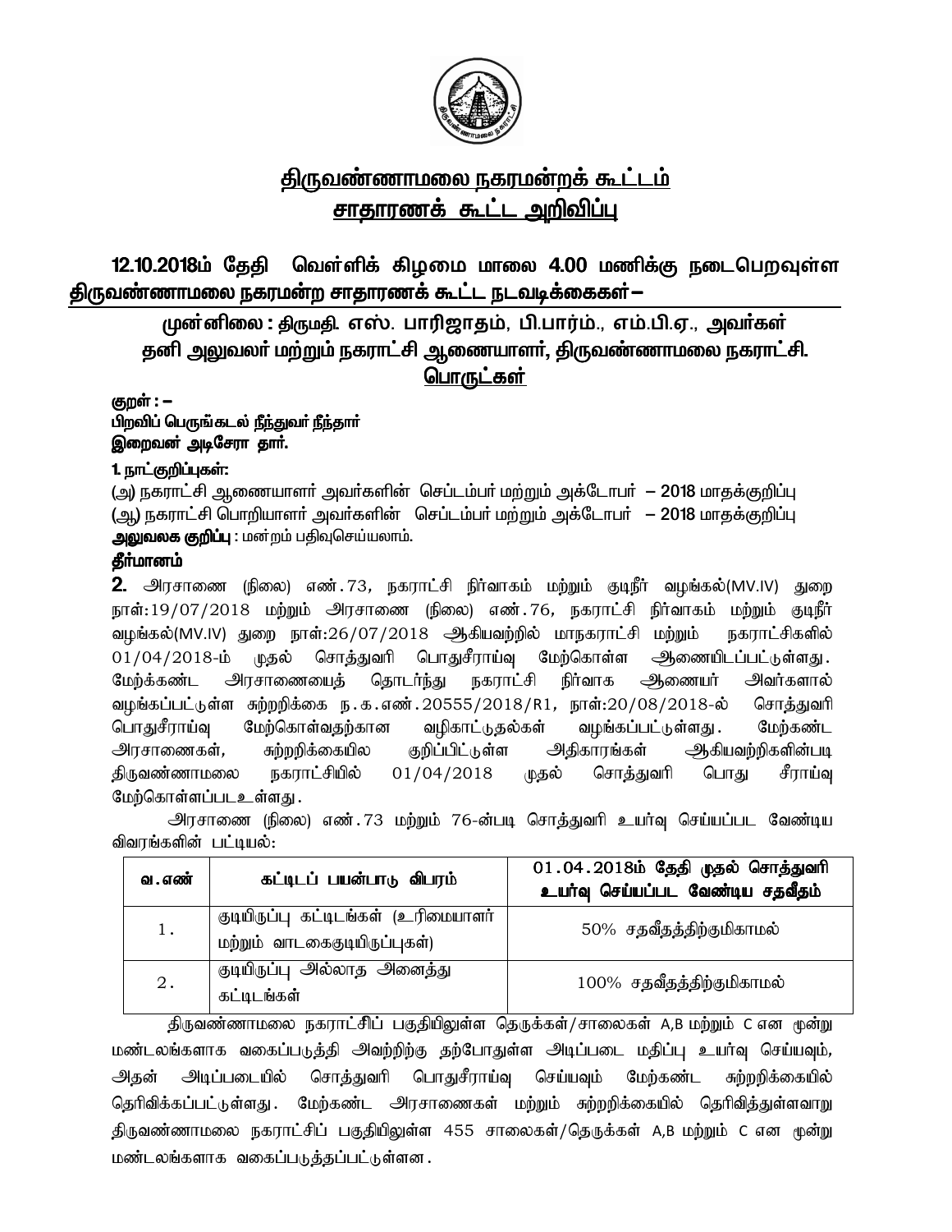# திருவண்ணாமலை நகரமன்றக் கூட்டம்
## சாதாரணக் கூட்ட அறிவிப்பு

**12.10.2018ம் தேதி வெள்ளிக் கிழமை மாலை 4.00 மணிக்கு நடைபெறவுள்ள திருவண்ணாமலை நகரமன்ற சாதாரணக் கூட்ட நடவடிக்கைகள் –**

**முன்னிலை : திருமதி. எஸ். பாரிஜாதம், பி.பார்ம்., எம்.பி.ஏ., அவர்கள்**
**தனி அலுவலர் மற்றும் நகராட்சி ஆணையாளர், திருவண்ணாமலை நகராட்சி.**

**பொருட்கள்**

**குறள் : –**
**பிறவிப் பெருங்கடல் நீந்துவர் நீந்தார்**
**இறைவன் அடிசேரா தார்.**

**1. நாட்குறிப்புகள்:**

(அ) நகராட்சி ஆணையாளர் அவர்களின் செப்டம்பர் மற்றும் அக்டோபர் – 2018 மாதக்குறிப்பு
(ஆ) நகராட்சி பொறியாளர் அவர்களின் செப்டம்பர் மற்றும் அக்டோபர் – 2018 மாதக்குறிப்பு

**அலுவலக குறிப்பு** : மன்றம் பதிவுசெய்யலாம்.

**தீர்மானம்**

**2.** அரசாணை (நிலை) எண்.73, நகராட்சி நிர்வாகம் மற்றும் குடிநீர் வழங்கல்(MV.IV) துறை நாள்:19/07/2018 மற்றும் அரசாணை (நிலை) எண்.76, நகராட்சி நிர்வாகம் மற்றும் குடிநீர் வழங்கல்(MV.IV) துறை நாள்:26/07/2018 ஆகியவற்றில் மாநகராட்சி மற்றும் நகராட்சிகளில் 01/04/2018-ம் முதல் சொத்துவரி பொதுசீராய்வு மேற்கொள்ள ஆணையிடப்பட்டுள்ளது. மேற்கண்ட அரசாணையைத் தொடர்ந்து நகராட்சி நிர்வாக ஆணையர் அவர்களால் வழங்கப்பட்டுள்ள சுற்றறிக்கை ந.க.எண்.20555/2018/R1, நாள்:20/08/2018-ல் சொத்துவரி பொதுசீராய்வு மேற்கொள்வதற்கான வழிகாட்டுதல்கள் வழங்கப்பட்டுள்ளது. மேற்கண்ட அரசாணைகள், சுற்றறிக்கையில குறிப்பிட்டுள்ள அதிகாரங்கள் ஆகியவற்றிகளின்படி திருவண்ணாமலை நகராட்சியில் 01/04/2018 முதல் சொத்துவரி பொது சீராய்வு மேற்கொள்ளப்படஉள்ளது.

அரசாணை (நிலை) எண்.73 மற்றும் 76-ன்படி சொத்துவரி உயர்வு செய்யப்பட வேண்டிய விவரங்களின் பட்டியல்:

| வ.எண் | கட்டிடப் பயன்பாடு விபரம் | 01.04.2018ம் தேதி முதல் சொத்துவரி உயர்வு செய்யப்பட வேண்டிய சதவீதம் |
|---|---|---|
| 1. | குடியிருப்பு கட்டிடங்கள் (உரிமையாளர் மற்றும் வாடகைகுடியிருப்புகள்) | 50% சதவீதத்திற்குமிகாமல் |
| 2. | குடியிருப்பு அல்லாத அனைத்து கட்டிடங்கள் | 100% சதவீதத்திற்குமிகாமல் |

திருவண்ணாமலை நகராட்சிப் பகுதியிலுள்ள தெருக்கள்/சாலைகள் A,B மற்றும் C என மூன்று மண்டலங்களாக வகைப்படுத்தி அவற்றிற்கு தற்போதுள்ள அடிப்படை மதிப்பு உயர்வு செய்யவும், அதன் அடிப்படையில் சொத்துவரி பொதுசீராய்வு செய்யவும் மேற்கண்ட சுற்றறிக்கையில் தெரிவிக்கப்பட்டுள்ளது. மேற்கண்ட அரசாணைகள் மற்றும் சுற்றறிக்கையில் தெரிவித்துள்ளவாறு திருவண்ணாமலை நகராட்சிப் பகுதியிலுள்ள 455 சாலைகள்/தெருக்கள் A,B மற்றும் C என மூன்று மண்டலங்களாக வகைப்படுத்தப்பட்டுள்ளன.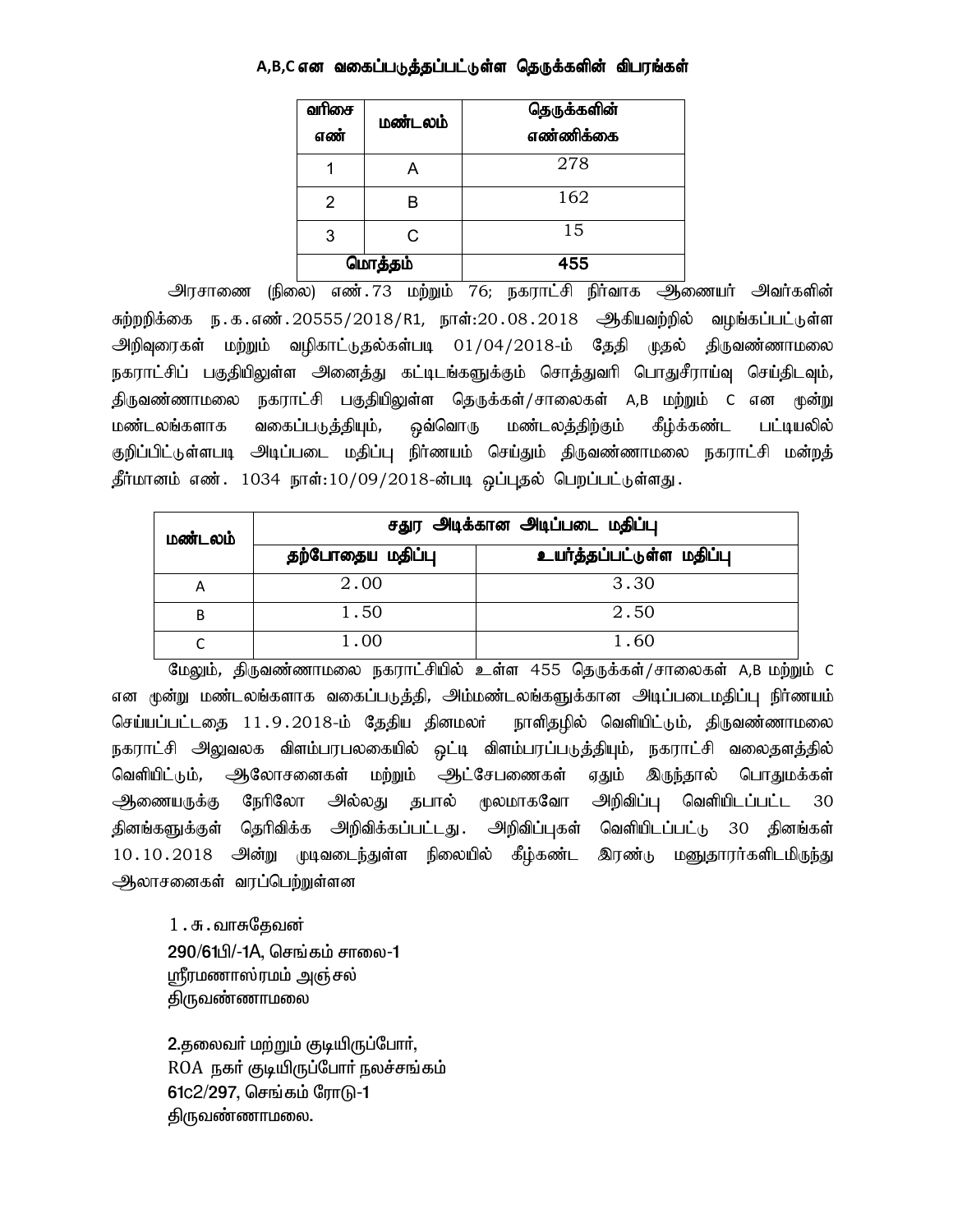**A,B,C என வகைப்படுத்தப்பட்டுள்ள தெருக்களின் விபரங்கள்**

| வரிசை எண் | மண்டலம் | தெருக்களின் எண்ணிக்கை |
|---|---|---|
| 1 | A | 278 |
| 2 | B | 162 |
| 3 | C | 15 |
| **மொத்தம்** | | **455** |

அரசாணை (நிலை) எண்.73 மற்றும் 76; நகராட்சி நிர்வாக ஆணையர் அவர்களின் சுற்றறிக்கை ந.க.எண்.20555/2018/R1, நாள்:20.08.2018 ஆகியவற்றில் வழங்கப்பட்டுள்ள அறிவுரைகள் மற்றும் வழிகாட்டுதல்கள்படி 01/04/2018-ம் தேதி முதல் திருவண்ணாமலை நகராட்சிப் பகுதியிலுள்ள அனைத்து கட்டிடங்களுக்கும் சொத்துவரி பொதுசீராய்வு செய்திடவும், திருவண்ணாமலை நகராட்சி பகுதியிலுள்ள தெருக்கள்/சாலைகள் A,B மற்றும் C என மூன்று மண்டலங்களாக வகைப்படுத்தியும், ஒவ்வொரு மண்டலத்திற்கும் கீழ்க்கண்ட பட்டியலில் குறிப்பிட்டுள்ளபடி அடிப்படை மதிப்பு நிர்ணயம் செய்தும் திருவண்ணாமலை நகராட்சி மன்றத் தீர்மானம் எண். 1034 நாள்:10/09/2018-ன்படி ஒப்புதல் பெறப்பட்டுள்ளது.

| மண்டலம் | சதுர அடிக்கான அடிப்படை மதிப்பு | |
|---|---|---|
| | தற்போதைய மதிப்பு | உயர்த்தப்பட்டுள்ள மதிப்பு |
| A | 2.00 | 3.30 |
| B | 1.50 | 2.50 |
| C | 1.00 | 1.60 |

மேலும், திருவண்ணாமலை நகராட்சியில் உள்ள 455 தெருக்கள்/சாலைகள் A,B மற்றும் C என மூன்று மண்டலங்களாக வகைப்படுத்தி, அம்மண்டலங்களுக்கான அடிப்படைமதிப்பு நிர்ணயம் செய்யப்பட்டதை 11.9.2018-ம் தேதிய தினமலர் நாளிதழில் வெளியிட்டும், திருவண்ணாமலை நகராட்சி அலுவலக விளம்பரபலகையில் ஒட்டி விளம்பரப்படுத்தியும், நகராட்சி வலைதளத்தில் வெளியிட்டும், ஆலோசனைகள் மற்றும் ஆட்சேபணைகள் ஏதும் இருந்தால் பொதுமக்கள் ஆணையருக்கு நேரிலோ அல்லது தபால் மூலமாகவோ அறிவிப்பு வெளியிடப்பட்ட 30 தினங்களுக்குள் தெரிவிக்க அறிவிக்கப்பட்டது. அறிவிப்புகள் வெளியிடப்பட்டு 30 தினங்கள் 10.10.2018 அன்று முடிவடைந்துள்ள நிலையில் கீழ்கண்ட இரண்டு மனுதாரர்களிடமிருந்து ஆலாசனைகள் வரப்பெற்றுள்ளன

1.சு.வாசுதேவன்
290/61பி/-1A, செங்கம் சாலை-1
ஸ்ரீரமணாஸ்ரமம் அஞ்சல்
திருவண்ணாமலை

2.தலைவர் மற்றும் குடியிருப்போர்,
ROA நகர் குடியிருப்போர் நலச்சங்கம்
61C2/297, செங்கம் ரோடு-1
திருவண்ணாமலை.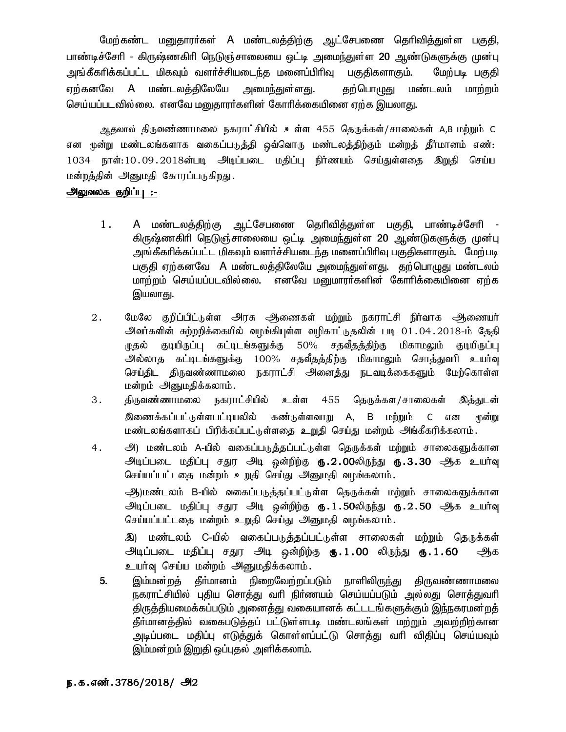மேற்கண்ட மனுதாரர்கள் A மண்டலத்திற்கு ஆட்சேபணை தெரிவித்துள்ள பகுதி, பாண்டிச்சேரி - கிருஷ்ணகிரி நெடுஞ்சாலையை ஒட்டி அமைந்துள்ள 20 ஆண்டுகளுக்கு முன்பு அங்கீகரிக்கப்பட்ட மிகவும் வளர்ச்சியடைந்த மனைப்பிரிவு பகுதிகளாகும். மேற்படி பகுதி ஏற்கனவே A மண்டலத்திலேயே அமைந்துள்ளது. தற்பொழுது மண்டலம் மாற்றம் செய்யப்படவில்லை. எனவே மனுதாரர்களின் கோரிக்கையினை ஏற்க இயலாது.

ஆதலால் திருவண்ணாமலை நகராட்சியில் உள்ள 455 தெருக்கள்/சாலைகள் A,B மற்றும் C என மூன்று மண்டலங்களாக வகைப்படுத்தி ஒவ்வொரு மண்டலத்திற்கும் மன்றத் தீர்மானம் எண்: 1034 நாள்:10.09.2018ன்படி அடிப்படை மதிப்பு நிர்ணயம் செய்துள்ளதை இறுதி செய்ய மன்றத்தின் அனுமதி கோரப்படுகிறது.

<u>**அலுவலக குறிப்பு :-**</u>

1. A மண்டலத்திற்கு ஆட்சேபணை தெரிவித்துள்ள பகுதி, பாண்டிச்சேரி - கிருஷ்ணகிரி நெடுஞ்சாலையை ஒட்டி அமைந்துள்ள 20 ஆண்டுகளுக்கு முன்பு அங்கீகரிக்கப்பட்ட மிகவும் வளர்ச்சியடைந்த மனைப்பிரிவு பகுதிகளாகும். மேற்படி பகுதி ஏற்கனவே A மண்டலத்திலேயே அமைந்துள்ளது. தற்பொழுது மண்டலம் மாற்றம் செய்யப்படவில்லை. எனவே மனுமாரர்களின் கோரிக்கையினை ஏற்க இயலாது.

2. மேலே குறிப்பிட்டுள்ள அரசு ஆணைகள் மற்றும் நகராட்சி நிர்வாக ஆணையர் அவர்களின் சுற்றறிக்கையில் வழங்கியுள்ள வழிகாட்டுதலின் படி 01.04.2018-ம் தேதி முதல் குடியிருப்பு கட்டிடங்களுக்கு 50% சதவீதத்திற்கு மிகாமலும் குடியிருப்பு அல்லாத கட்டிடங்களுக்கு 100% சதவீதத்திற்கு மிகாமலும் சொத்துவரி உயர்வு செய்திட திருவண்ணாமலை நகராட்சி அனைத்து நடவடிக்கைகளும் மேற்கொள்ள மன்றம் அனுமதிக்கலாம்.

3. திருவண்ணாமலை நகராட்சியில் உள்ள 455 தெருக்கள/சாலைகள் இத்துடன் இணைக்கப்பட்டுள்ளபட்டியலில் கண்டுள்ளவாறு A, B மற்றும் C என மூன்று மண்டலங்களாகப் பிரிக்கப்பட்டுள்ளதை உறுதி செய்து மன்றம் அங்கீகரிக்கலாம்.

4. அ) மண்டலம் A-யில் வகைப்படுத்தப்பட்டுள்ள தெருக்கள் மற்றும் சாலைகளுக்கான அடிப்படை மதிப்பு சதுர அடி ஒன்றிற்கு **ரூ.2.00**லிருந்து **ரூ.3.30** ஆக உயர்வு செய்யப்பட்டதை மன்றம் உறுதி செய்து அனுமதி வழங்கலாம்.

   ஆ)மண்டலம் B-யில் வகைப்படுத்தப்பட்டுள்ள தெருக்கள் மற்றும் சாலைகளுக்கான அடிப்படை மதிப்பு சதுர அடி ஒன்றிற்கு **ரூ.1.50**லிருந்து **ரூ.2.50** ஆக உயர்வு செய்யப்பட்டதை மன்றம் உறுதி செய்து அனுமதி வழங்கலாம்.

   இ) மண்டலம் C-யில் வகைப்படுத்தப்பட்டுள்ள சாலைகள் மற்றும் தெருக்கள் அடிப்படை மதிப்பு சதுர அடி ஒன்றிற்கு **ரூ.1.00** லிருந்து **ரூ.1.60** ஆக உயர்வு செய்ய மன்றம் அனுமதிக்கலாம்.

5. இம்மன்றத் தீர்மானம் நிறைவேற்றப்படும் நாளிலிருந்து திருவண்ணாமலை நகராட்சியில் புதிய சொத்து வரி நிர்ணயம் செய்யப்படும் அல்லது சொத்துவரி திருத்தியமைக்கப்படும் அனைத்து வகையானக் கட்டடங்களுக்கும் இந்நகரமன்றத் தீர்மானத்தில் வகைபடுத்தப் பட்டுள்ளபடி மண்டலங்கள் மற்றும் அவற்றிற்கான அடிப்படை மதிப்பு எடுத்துக் கொள்ளப்பட்டு சொத்து வரி விதிப்பு செய்யவும் இம்மன்றம் இறுதி ஒப்புதல் அளிக்கலாம்.

**ந.க.எண்.3786/2018/ அ2**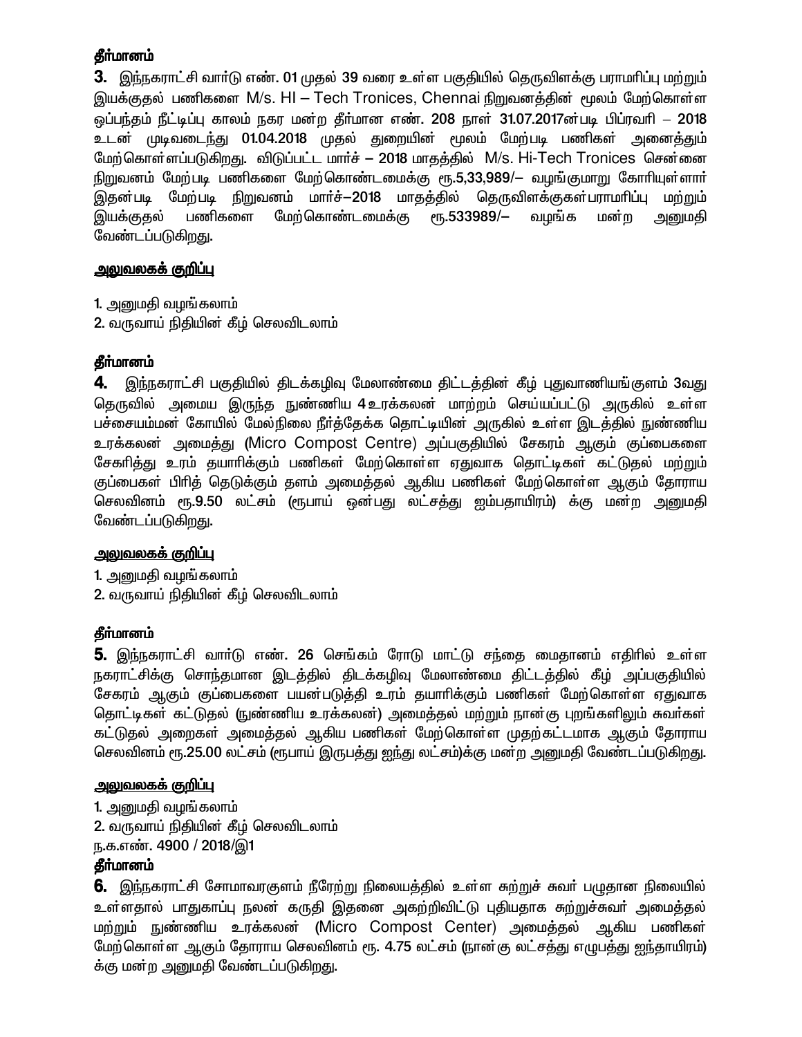**தீர்மானம்**

**3.** இந்நகராட்சி வார்டு எண். 01 முதல் 39 வரை உள்ள பகுதியில் தெருவிளக்கு பராமரிப்பு மற்றும் இயக்குதல் பணிகளை M/s. HI – Tech Tronices, Chennai நிறுவனத்தின் மூலம் மேற்கொள்ள ஒப்பந்தம் நீட்டிப்பு காலம் நகர மன்ற தீர்மான எண். 208 நாள் 31.07.2017ன்படி பிப்ரவரி – 2018 உடன் முடிவடைந்து 01.04.2018 முதல் துறையின் மூலம் மேற்படி பணிகள் அனைத்தும் மேற்கொள்ளப்படுகிறது. விடுப்பட்ட மார்ச் – 2018 மாதத்தில் M/s. Hi-Tech Tronices சென்னை நிறுவனம் மேற்படி பணிகளை மேற்கொண்டமைக்கு ரூ.5,33,989/– வழங்குமாறு கோரியுள்ளார் இதன்படி மேற்படி நிறுவனம் மார்ச்–2018 மாதத்தில் தெருவிளக்குகள்பராமரிப்பு மற்றும் இயக்குதல் பணிகளை மேற்கொண்டமைக்கு ரூ.533989/– வழங்க மன்ற அனுமதி வேண்டப்படுகிறது.

**அலுவலகக் குறிப்பு**

1. அனுமதி வழங்கலாம்
2. வருவாய் நிதியின் கீழ் செலவிடலாம்

**தீர்மானம்**

**4.** இந்நகராட்சி பகுதியில் திடக்கழிவு மேலாண்மை திட்டத்தின் கீழ் புதுவாணியங்குளம் 3வது தெருவில் அமைய இருந்த நுண்ணிய 4 உரக்கலன் மாற்றம் செய்யப்பட்டு அருகில் உள்ள பச்சையம்மன் கோயில் மேல்நிலை நீர்த்தேக்க தொட்டியின் அருகில் உள்ள இடத்தில் நுண்ணிய உரக்கலன் அமைத்து (Micro Compost Centre) அப்பகுதியில் சேகரம் ஆகும் குப்பைகளை சேகரித்து உரம் தயாரிக்கும் பணிகள் மேற்கொள்ள ஏதுவாக தொட்டிகள் கட்டுதல் மற்றும் குப்பைகள் பிரித் தெடுக்கும் தளம் அமைத்தல் ஆகிய பணிகள் மேற்கொள்ள ஆகும் தோராய செலவினம் ரூ.9.50 லட்சம் (ரூபாய் ஒன்பது லட்சத்து ஐம்பதாயிரம்) க்கு மன்ற அனுமதி வேண்டப்படுகிறது.

**அலுவலகக் குறிப்பு**

1. அனுமதி வழங்கலாம்
2. வருவாய் நிதியின் கீழ் செலவிடலாம்

**தீர்மானம்**

**5.** இந்நகராட்சி வார்டு எண். 26 செங்கம் ரோடு மாட்டு சந்தை மைதானம் எதிரில் உள்ள நகராட்சிக்கு சொந்தமான இடத்தில் திடக்கழிவு மேலாண்மை திட்டத்தில் கீழ் அப்பகுதியில் சேகரம் ஆகும் குப்பைகளை பயன்படுத்தி உரம் தயாரிக்கும் பணிகள் மேற்கொள்ள ஏதுவாக தொட்டிகள் கட்டுதல் (நுண்ணிய உரக்கலன்) அமைத்தல் மற்றும் நான்கு புறங்களிலும் சுவர்கள் கட்டுதல் அறைகள் அமைத்தல் ஆகிய பணிகள் மேற்கொள்ள முதற்கட்டமாக ஆகும் தோராய செலவினம் ரூ.25.00 லட்சம் (ரூபாய் இருபத்து ஐந்து லட்சம்)க்கு மன்ற அனுமதி வேண்டப்படுகிறது.

**அலுவலகக் குறிப்பு**

1. அனுமதி வழங்கலாம்
2. வருவாய் நிதியின் கீழ் செலவிடலாம்

ந.க.எண். 4900 / 2018/இ1

**தீர்மானம்**

**6.** இந்நகராட்சி சோமாவரகுளம் நீரேற்று நிலையத்தில் உள்ள சுற்றுச் சுவர் பழுதான நிலையில் உள்ளதால் பாதுகாப்பு நலன் கருதி இதனை அகற்றிவிட்டு புதியதாக சுற்றுச்சுவர் அமைத்தல் மற்றும் நுண்ணிய உரக்கலன் (Micro Compost Center) அமைத்தல் ஆகிய பணிகள் மேற்கொள்ள ஆகும் தோராய செலவினம் ரூ. 4.75 லட்சம் (நான்கு லட்சத்து எழுபத்து ஐந்தாயிரம்) க்கு மன்ற அனுமதி வேண்டப்படுகிறது.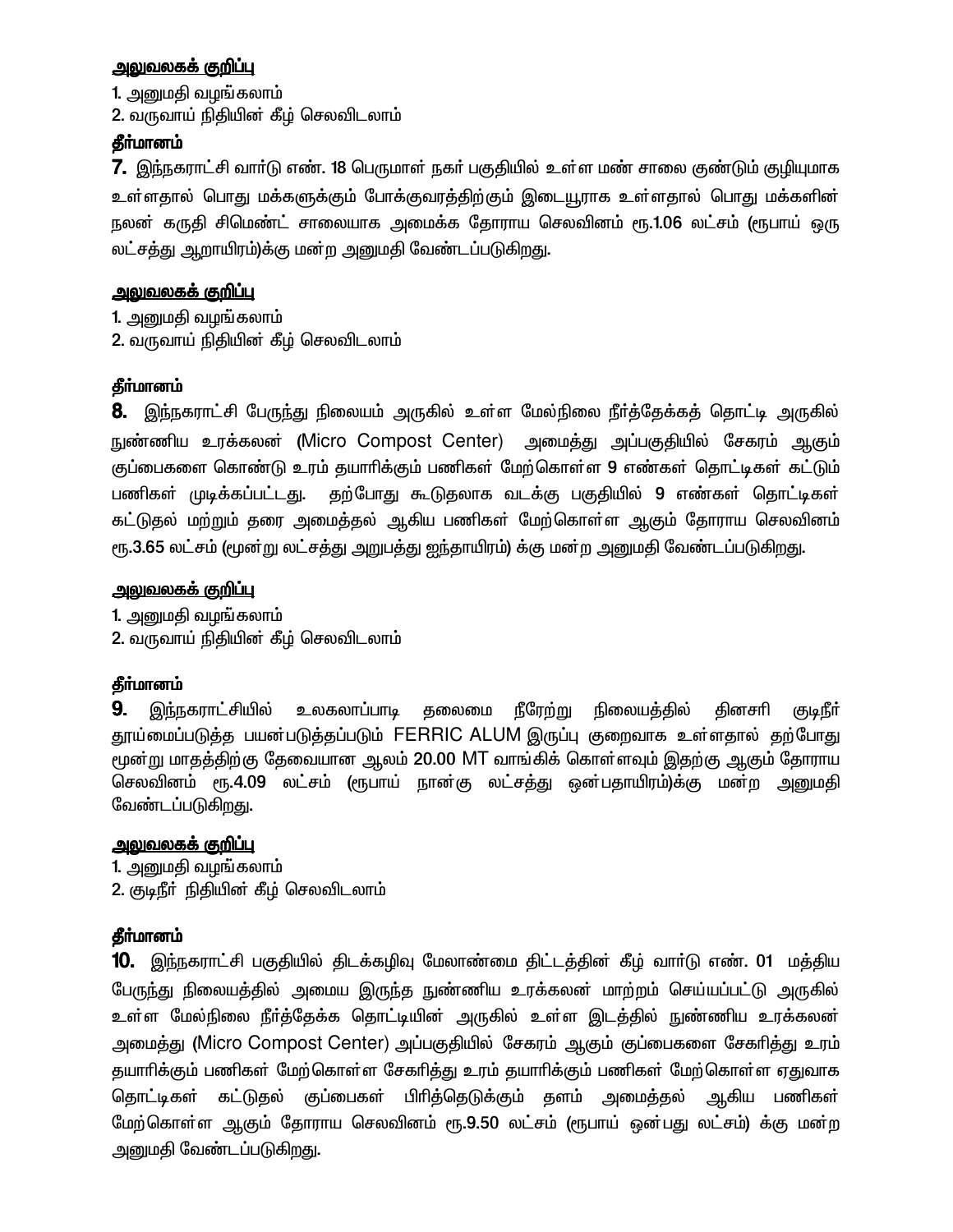**அலுவலகக் குறிப்பு**

1. அனுமதி வழங்கலாம்
2. வருவாய் நிதியின் கீழ் செலவிடலாம்

**தீர்மானம்**

**7.** இந்நகராட்சி வார்டு எண். 18 பெருமாள் நகர் பகுதியில் உள்ள மண் சாலை குண்டும் குழியுமாக உள்ளதால் பொது மக்களுக்கும் போக்குவரத்திற்கும் இடையூராக உள்ளதால் பொது மக்களின் நலன் கருதி சிமெண்ட் சாலையாக அமைக்க தோராய செலவினம் ரூ.1.06 லட்சம் (ரூபாய் ஒரு லட்சத்து ஆறாயிரம்)க்கு மன்ற அனுமதி வேண்டப்படுகிறது.

**அலுவலகக் குறிப்பு**

1. அனுமதி வழங்கலாம்
2. வருவாய் நிதியின் கீழ் செலவிடலாம்

**தீர்மானம்**

**8.** இந்நகராட்சி பேருந்து நிலையம் அருகில் உள்ள மேல்நிலை நீர்த்தேக்கத் தொட்டி அருகில் நுண்ணிய உரக்கலன் (Micro Compost Center) அமைத்து அப்பகுதியில் சேகரம் ஆகும் குப்பைகளை கொண்டு உரம் தயாரிக்கும் பணிகள் மேற்கொள்ள 9 எண்கள் தொட்டிகள் கட்டும் பணிகள் முடிக்கப்பட்டது. தற்போது கூடுதலாக வடக்கு பகுதியில் 9 எண்கள் தொட்டிகள் கட்டுதல் மற்றும் தரை அமைத்தல் ஆகிய பணிகள் மேற்கொள்ள ஆகும் தோராய செலவினம் ரூ.3.65 லட்சம் (மூன்று லட்சத்து அறுபத்து ஐந்தாயிரம்) க்கு மன்ற அனுமதி வேண்டப்படுகிறது.

**அலுவலகக் குறிப்பு**

1. அனுமதி வழங்கலாம்
2. வருவாய் நிதியின் கீழ் செலவிடலாம்

**தீர்மானம்**

**9.** இந்நகராட்சியில் உலகலாப்பாடி தலைமை நீரேற்று நிலையத்தில் தினசரி குடிநீர் தூய்மைப்படுத்த பயன்படுத்தப்படும் FERRIC ALUM இருப்பு குறைவாக உள்ளதால் தற்போது மூன்று மாதத்திற்கு தேவையான ஆலம் 20.00 MT வாங்கிக் கொள்ளவும் இதற்கு ஆகும் தோராய செலவினம் ரூ.4.09 லட்சம் (ரூபாய் நான்கு லட்சத்து ஒன்பதாயிரம்)க்கு மன்ற அனுமதி வேண்டப்படுகிறது.

**அலுவலகக் குறிப்பு**

1. அனுமதி வழங்கலாம்
2. குடிநீர் நிதியின் கீழ் செலவிடலாம்

**தீர்மானம்**

**10.** இந்நகராட்சி பகுதியில் திடக்கழிவு மேலாண்மை திட்டத்தின் கீழ் வார்டு எண். 01 மத்திய பேருந்து நிலையத்தில் அமைய இருந்த நுண்ணிய உரக்கலன் மாற்றம் செய்யப்பட்டு அருகில் உள்ள மேல்நிலை நீர்த்தேக்க தொட்டியின் அருகில் உள்ள இடத்தில் நுண்ணிய உரக்கலன் அமைத்து (Micro Compost Center) அப்பகுதியில் சேகரம் ஆகும் குப்பைகளை சேகரித்து உரம் தயாரிக்கும் பணிகள் மேற்கொள்ள சேகரித்து உரம் தயாரிக்கும் பணிகள் மேற்கொள்ள ஏதுவாக தொட்டிகள் கட்டுதல் குப்பைகள் பிரித்தெடுக்கும் தளம் அமைத்தல் ஆகிய பணிகள் மேற்கொள்ள ஆகும் தோராய செலவினம் ரூ.9.50 லட்சம் (ரூபாய் ஒன்பது லட்சம்) க்கு மன்ற அனுமதி வேண்டப்படுகிறது.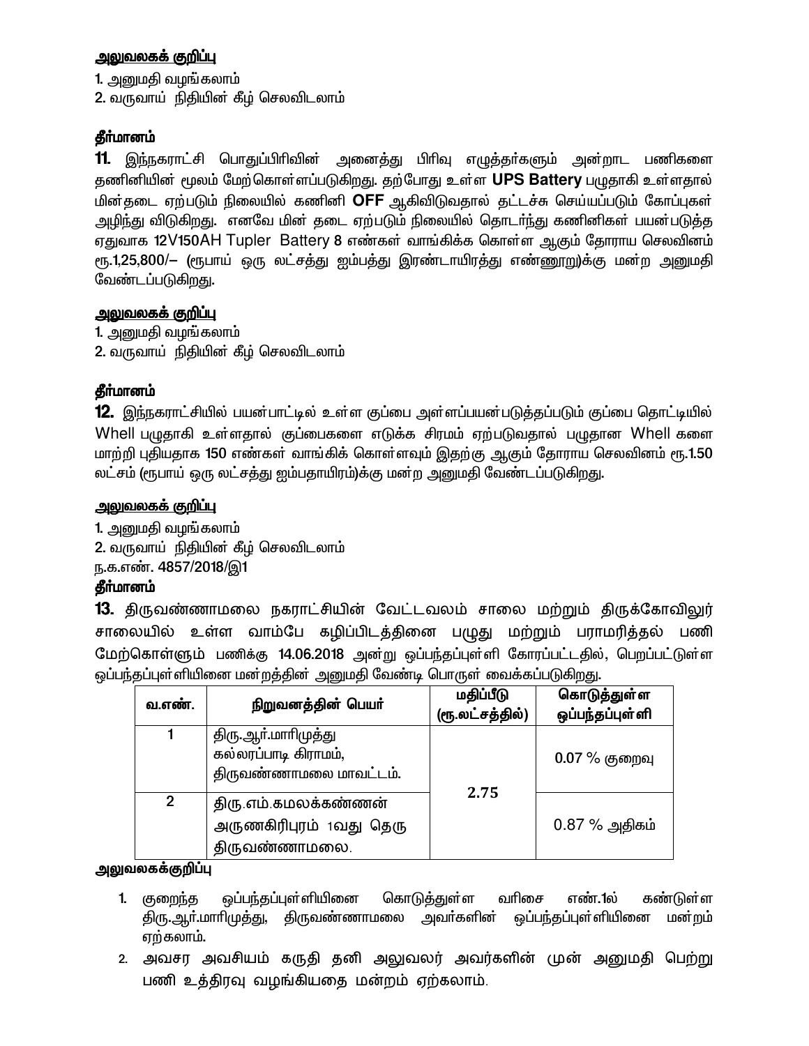**அலுவலகக் குறிப்பு**

1. அனுமதி வழங்கலாம்
2. வருவாய் நிதியின் கீழ் செலவிடலாம்

**தீர்மானம்**

**11.** இந்நகராட்சி பொதுப்பிரிவின் அனைத்து பிரிவு எழுத்தர்களும் அன்றாட பணிகளை தணினியின் மூலம் மேற்கொள்ளப்படுகிறது. தற்போது உள்ள **UPS Battery** பழுதாகி உள்ளதால் மின்தடை ஏற்படும் நிலையில் கணினி **OFF** ஆகிவிடுவதால் தட்டச்சு செய்யப்படும் கோப்புகள் அழிந்து விடுகிறது. எனவே மின் தடை ஏற்படும் நிலையில் தொடர்ந்து கணினிகள் பயன்படுத்த ஏதுவாக 12V150AH Tupler Battery 8 எண்கள் வாங்கிக்க கொள்ள ஆகும் தோராய செலவினம் ரூ.1,25,800/– (ரூபாய் ஒரு லட்சத்து ஐம்பத்து இரண்டாயிரத்து எண்ணூறு)க்கு மன்ற அனுமதி வேண்டப்படுகிறது.

**அலுவலகக் குறிப்பு**

1. அனுமதி வழங்கலாம்
2. வருவாய் நிதியின் கீழ் செலவிடலாம்

**தீர்மானம்**

**12.** இந்நகராட்சியில் பயன்பாட்டில் உள்ள குப்பை அள்ளப்பயன்படுத்தப்படும் குப்பை தொட்டியில் Whell பழுதாகி உள்ளதால் குப்பைகளை எடுக்க சிரமம் ஏற்படுவதால் பழுதான Whell களை மாற்றி புதியதாக 150 எண்கள் வாங்கிக் கொள்ளவும் இதற்கு ஆகும் தோராய செலவினம் ரூ.1.50 லட்சம் (ரூபாய் ஒரு லட்சத்து ஐம்பதாயிரம்)க்கு மன்ற அனுமதி வேண்டப்படுகிறது.

**அலுவலகக் குறிப்பு**

1. அனுமதி வழங்கலாம்
2. வருவாய் நிதியின் கீழ் செலவிடலாம்

ந.க.எண். 4857/2018/இ1

**தீர்மானம்**

**13.** திருவண்ணாமலை நகராட்சியின் வேட்டவலம் சாலை மற்றும் திருக்கோவிலூர் சாலையில் உள்ள வாம்பே கழிப்பிடத்தினை பழுது மற்றும் பராமரித்தல் பணி மேற்கொள்ளும் பணிக்கு 14.06.2018 அன்று ஒப்பந்தப்புள்ளி கோரப்பட்டதில், பெறப்பட்டுள்ள ஒப்பந்தப்புள்ளியினை மன்றத்தின் அனுமதி வேண்டி பொருள் வைக்கப்படுகிறது.

| வ.எண். | நிறுவனத்தின் பெயர் | மதிப்பீடு (ரூ.லட்சத்தில்) | கொடுத்துள்ள ஒப்பந்தப்புள்ளி |
|---|---|---|---|
| 1 | திரு.ஆர்.மாரிமுத்து கல்லரப்பாடி கிராமம், திருவண்ணாமலை மாவட்டம். | 2.75 | 0.07 % குறைவு |
| 2 | திரு.எம்.கமலக்கண்ணன் அருணகிரிபுரம் 1வது தெரு திருவண்ணாமலை. | | 0.87 % அதிகம் |

**அலுவலகக்குறிப்பு**

1. குறைந்த ஒப்பந்தப்புள்ளியினை கொடுத்துள்ள வரிசை எண்.1ல் கண்டுள்ள திரு.ஆர்.மாரிமுத்து, திருவண்ணாமலை அவர்களின் ஒப்பந்தப்புள்ளியினை மன்றம் ஏற்கலாம்.
2. அவசர அவசியம் கருதி தனி அலுவலர் அவர்களின் முன் அனுமதி பெற்று பணி உத்திரவு வழங்கியதை மன்றம் ஏற்கலாம்.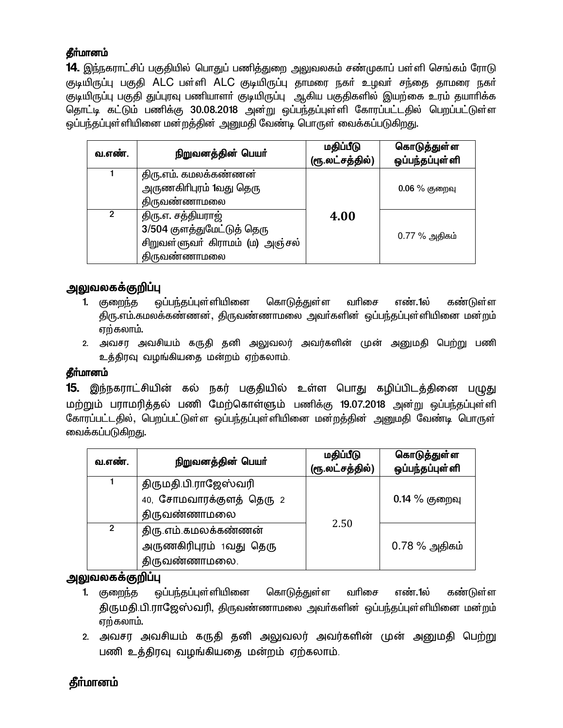**தீர்மானம்**

**14.** இந்நகராட்சிப் பகுதியில் பொதுப் பணித்துறை அலுவலகம் சண்முகாப் பள்ளி செங்கம் ரோடு குடியிருப்பு பகுதி ALC பள்ளி ALC குடியிருப்பு தாமரை நகர் உழவர் சந்தை தாமரை நகர் குடியிருப்பு பகுதி துப்புரவு பணியாளர் குடியிருப்பு ஆகிய பகுதிகளில் இயற்கை உரம் தயாரிக்க தொட்டி கட்டும் பணிக்கு 30.08.2018 அன்று ஒப்பந்தப்புள்ளி கோரப்பட்டதில் பெறப்பட்டுள்ள ஒப்பந்தப்புள்ளியினை மன்றத்தின் அனுமதி வேண்டி பொருள் வைக்கப்படுகிறது.

| வ.எண். | நிறுவனத்தின் பெயர் | மதிப்பீடு (ரூ.லட்சத்தில்) | கொடுத்துள்ள ஒப்பந்தப்புள்ளி |
|---|---|---|---|
| 1 | திரு.எம். கமலக்கண்ணன் அருணகிரிபுரம் 1வது தெரு திருவண்ணாமலை | 4.00 | 0.06 % குறைவு |
| 2 | திரு.எ. சத்தியராஜ் 3/504 குளத்துமேட்டுத் தெரு சிறுவள்ளுவர் கிராமம் (ம) அஞ்சல் திருவண்ணாமலை | | 0.77 % அதிகம் |

**அலுவலகக்குறிப்பு**

1. குறைந்த ஒப்பந்தப்புள்ளியினை கொடுத்துள்ள வரிசை எண்.1ல் கண்டுள்ள திரு.எம்.கமலக்கண்ணன், திருவண்ணாமலை அவர்களின் ஒப்பந்தப்புள்ளியினை மன்றம் ஏற்கலாம்.
2. அவசர அவசியம் கருதி தனி அலுவலர் அவர்களின் முன் அனுமதி பெற்று பணி உத்திரவு வழங்கியதை மன்றம் ஏற்கலாம்.

**தீர்மானம்**

**15.** இந்நகராட்சியின் கல் நகர் பகுதியில் உள்ள பொது கழிப்பிடத்தினை பழுது மற்றும் பராமரித்தல் பணி மேற்கொள்ளும் பணிக்கு 19.07.2018 அன்று ஒப்பந்தப்புள்ளி கோரப்பட்டதில், பெறப்பட்டுள்ள ஒப்பந்தப்புள்ளியினை மன்றத்தின் அனுமதி வேண்டி பொருள் வைக்கப்படுகிறது.

| வ.எண். | நிறுவனத்தின் பெயர் | மதிப்பீடு (ரூ.லட்சத்தில்) | கொடுத்துள்ள ஒப்பந்தப்புள்ளி |
|---|---|---|---|
| 1 | திருமதி.பி.ராஜேஸ்வரி 40, சோமவாரக்குளத் தெரு 2 திருவண்ணாமலை | 2.50 | 0.14 % குறைவு |
| 2 | திரு.எம்.கமலக்கண்ணன் அருணகிரிபுரம் 1வது தெரு திருவண்ணாமலை. | | 0.78 % அதிகம் |

**அலுவலகக்குறிப்பு**

1. குறைந்த ஒப்பந்தப்புள்ளியினை கொடுத்துள்ள வரிசை எண்.1ல் கண்டுள்ள திருமதி.பி.ராஜேஸ்வரி, திருவண்ணாமலை அவர்களின் ஒப்பந்தப்புள்ளியினை மன்றம் ஏற்கலாம்.
2. அவசர அவசியம் கருதி தனி அலுவலர் அவர்களின் முன் அனுமதி பெற்று பணி உத்திரவு வழங்கியதை மன்றம் ஏற்கலாம்.

**தீர்மானம்**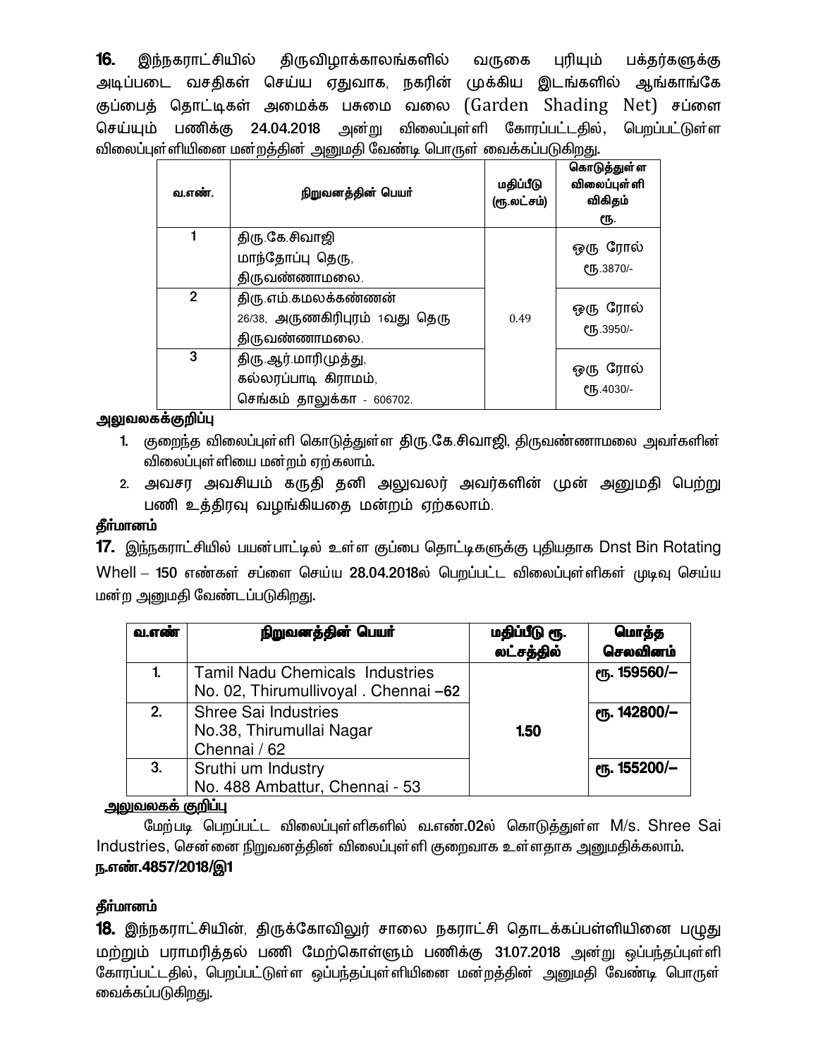**16.** இந்நகராட்சியில் திருவிழாக்காலங்களில் வருகை புரியும் பக்தர்களுக்கு அடிப்படை வசதிகள் செய்ய ஏதுவாக, நகரின் முக்கிய இடங்களில் ஆங்காங்கே குப்பைத் தொட்டிகள் அமைக்க பசுமை வலை (Garden Shading Net) சப்ளை செய்யும் பணிக்கு **24.04.2018** அன்று விலைப்புள்ளி கோரப்பட்டதில், பெறப்பட்டுள்ள விலைப்புள்ளியினை மன்றத்தின் அனுமதி வேண்டி பொருள் வைக்கப்படுகிறது.

| வ.எண். | நிறுவனத்தின் பெயர் | மதிப்பீடு (ரூ.லட்சம்) | கொடுத்துள்ள விலைப்புள்ளி விகிதம் ரூ. |
|---|---|---|---|
| 1 | திரு.கே.சிவாஜி மாந்தோப்பு தெரு, திருவண்ணாமலை. | 0.49 | ஒரு ரோல் ரூ.3870/- |
| 2 | திரு.எம்.கமலக்கண்ணன் 26/38, அருணகிரிபுரம் 1வது தெரு திருவண்ணாமலை. | | ஒரு ரோல் ரூ.3950/- |
| 3 | திரு.ஆர்.மாரிமுத்து, கல்லரப்பாடி கிராமம், செங்கம் தாலுக்கா - 606702. | | ஒரு ரோல் ரூ.4030/- |

**அலுவலகக்குறிப்பு**

1. குறைந்த விலைப்புள்ளி கொடுத்துள்ள திரு.கே.சிவாஜி, திருவண்ணாமலை அவர்களின் விலைப்புள்ளியை மன்றம் ஏற்கலாம்.
2. அவசர அவசியம் கருதி தனி அலுவலர் அவர்களின் முன் அனுமதி பெற்று பணி உத்திரவு வழங்கியதை மன்றம் ஏற்கலாம்.

**தீர்மானம்**

**17.** இந்நகராட்சியில் பயன்பாட்டில் உள்ள குப்பை தொட்டிகளுக்கு புதியதாக Dnst Bin Rotating Whell – **150** எண்கள் சப்ளை செய்ய **28.04.2018**ல் பெறப்பட்ட விலைப்புள்ளிகள் முடிவு செய்ய மன்ற அனுமதி வேண்டப்படுகிறது.

| வ.எண் | நிறுவனத்தின் பெயர் | மதிப்பீடு ரூ. லட்சத்தில் | மொத்த செலவினம் |
|---|---|---|---|
| 1. | Tamil Nadu Chemicals Industries No. 02, Thirumullivoyal . Chennai –62 | 1.50 | ரூ. 159560/– |
| 2. | Shree Sai Industries No.38, Thirumullai Nagar Chennai / 62 | | ரூ. 142800/– |
| 3. | Sruthi um Industry No. 488 Ambattur, Chennai - 53 | | ரூ. 155200/– |

**அலுவலகக் குறிப்பு**

மேற்படி பெறப்பட்ட விலைப்புள்ளிகளில் வ.எண்.02ல் கொடுத்துள்ள M/s. Shree Sai Industries, சென்னை நிறுவனத்தின் விலைப்புள்ளி குறைவாக உள்ளதாக அனுமதிக்கலாம்.

**ந.எண்.4857/2018/இ1**

**தீர்மானம்**

**18.** இந்நகராட்சியின், திருக்கோவிலூர் சாலை நகராட்சி தொடக்கப்பள்ளியினை பழுது மற்றும் பராமரித்தல் பணி மேற்கொள்ளும் பணிக்கு **31.07.2018** அன்று ஒப்பந்தப்புள்ளி கோரப்பட்டதில், பெறப்பட்டுள்ள ஒப்பந்தப்புள்ளியினை மன்றத்தின் அனுமதி வேண்டி பொருள் வைக்கப்படுகிறது.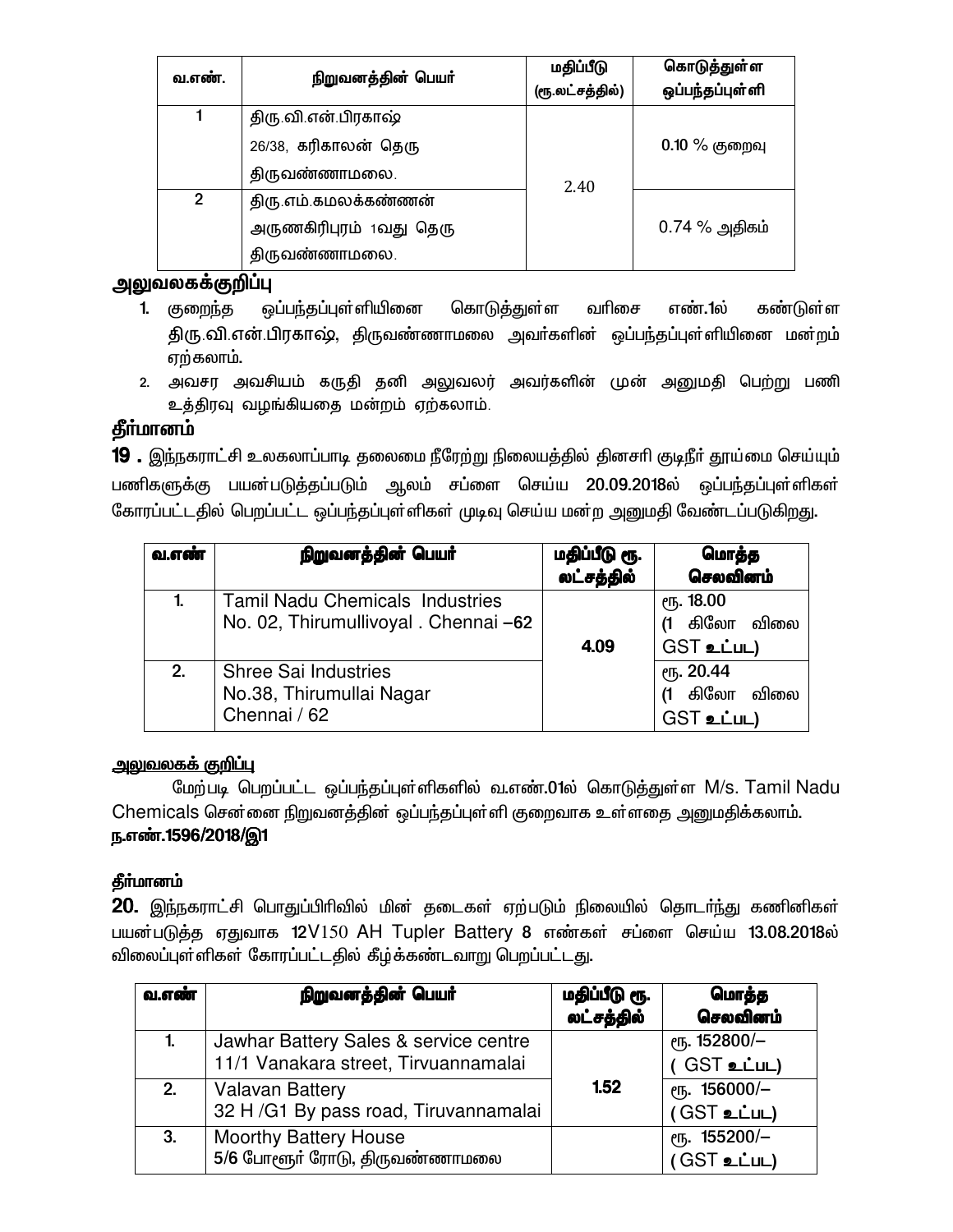| வ.எண். | நிறுவனத்தின் பெயர் | மதிப்பீடு (ரூ.லட்சத்தில்) | கொடுத்துள்ள ஒப்பந்தப்புள்ளி |
|---|---|---|---|
| 1 | திரு.வி.என்.பிரகாஷ் 26/38, கரிகாலன் தெரு திருவண்ணாமலை. | 2.40 | 0.10 % குறைவு |
| 2 | திரு.எம்.கமலக்கண்ணன் அருணகிரிபுரம் 1வது தெரு திருவண்ணாமலை. | | 0.74 % அதிகம் |

**அலுவலகக்குறிப்பு**

1. குறைந்த ஒப்பந்தப்புள்ளியினை கொடுத்துள்ள வரிசை எண்.1ல் கண்டுள்ள திரு.வி.என்.பிரகாஷ், திருவண்ணாமலை அவர்களின் ஒப்பந்தப்புள்ளியினை மன்றம் ஏற்கலாம்.
2. அவசர அவசியம் கருதி தனி அலுவலர் அவர்களின் முன் அனுமதி பெற்று பணி உத்திரவு வழங்கியதை மன்றம் ஏற்கலாம்.

**தீர்மானம்**

**19 .** இந்நகராட்சி உலகலாப்பாடி தலைமை நீரேற்று நிலையத்தில் தினசரி குடிநீர் தூய்மை செய்யும் பணிகளுக்கு பயன்படுத்தப்படும் ஆலம் சப்ளை செய்ய **20.09.2018**ல் ஒப்பந்தப்புள்ளிகள் கோரப்பட்டதில் பெறப்பட்ட ஒப்பந்தப்புள்ளிகள் முடிவு செய்ய மன்ற அனுமதி வேண்டப்படுகிறது.

| வ.எண் | நிறுவனத்தின் பெயர் | மதிப்பீடு ரூ. லட்சத்தில் | மொத்த செலவினம் |
|---|---|---|---|
| 1. | Tamil Nadu Chemicals Industries No. 02, Thirumullivoyal . Chennai –62 | 4.09 | ரூ. 18.00 (1 கிலோ விலை GST உட்பட) |
| 2. | Shree Sai Industries No.38, Thirumullai Nagar Chennai / 62 | | ரூ. 20.44 (1 கிலோ விலை GST உட்பட) |

<u>அலுவலகக் குறிப்பு</u>

மேற்படி பெறப்பட்ட ஒப்பந்தப்புள்ளிகளில் வ.எண்.01ல் கொடுத்துள்ள M/s. Tamil Nadu Chemicals சென்னை நிறுவனத்தின் ஒப்பந்தப்புள்ளி குறைவாக உள்ளதை அனுமதிக்கலாம்.
**ந.எண்.1596/2018/இ1**

**தீர்மானம்**

**20.** இந்நகராட்சி பொதுப்பிரிவில் மின் தடைகள் ஏற்படும் நிலையில் தொடர்ந்து கணினிகள் பயன்படுத்த ஏதுவாக **12**V150 AH Tupler Battery **8** எண்கள் சப்ளை செய்ய **13.08.2018**ல் விலைப்புள்ளிகள் கோரப்பட்டதில் கீழ்க்கண்டவாறு பெறப்பட்டது.

| வ.எண் | நிறுவனத்தின் பெயர் | மதிப்பீடு ரூ. லட்சத்தில் | மொத்த செலவினம் |
|---|---|---|---|
| 1. | Jawhar Battery Sales & service centre 11/1 Vanakara street, Tirvuannamalai | 1.52 | ரூ. 152800/– ( GST உட்பட) |
| 2. | Valavan Battery 32 H /G1 By pass road, Tiruvannamalai | | ரூ. 156000/– (GST உட்பட) |
| 3. | Moorthy Battery House 5/6 போளூர் ரோடு, திருவண்ணாமலை | | ரூ. 155200/– (GST உட்பட) |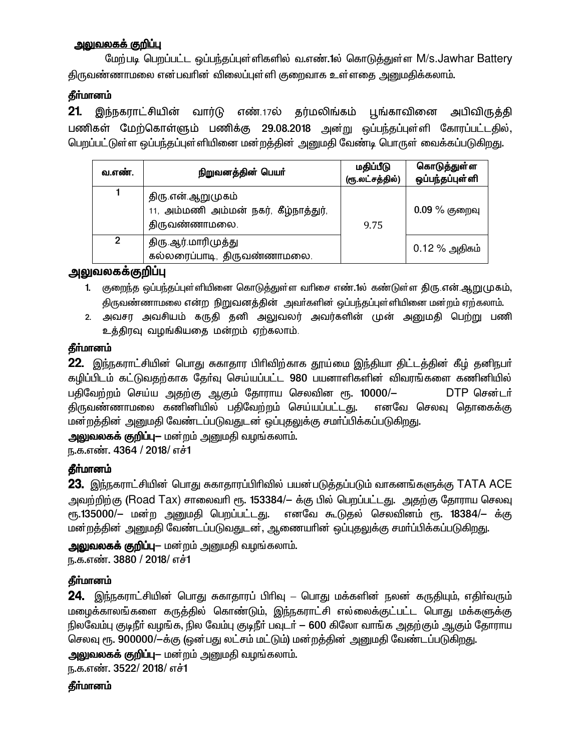**அலுவலகக் குறிப்பு**

மேற்படி பெறப்பட்ட ஒப்பந்தப்புள்ளிகளில் வ.எண்.1ல் கொடுத்துள்ள M/s.Jawhar Battery திருவண்ணாமலை என்பவரின் விலைப்புள்ளி குறைவாக உள்ளதை அனுமதிக்கலாம்.

**தீர்மானம்**

**21.** இந்நகராட்சியின் வார்டு எண்.17ல் தர்மலிங்கம் பூங்காவினை அபிவிருத்தி பணிகள் மேற்கொள்ளும் பணிக்கு 29.08.2018 அன்று ஒப்பந்தப்புள்ளி கோரப்பட்டதில், பெறப்பட்டுள்ள ஒப்பந்தப்புள்ளியினை மன்றத்தின் அனுமதி வேண்டி பொருள் வைக்கப்படுகிறது.

| வ.எண். | நிறுவனத்தின் பெயர் | மதிப்பீடு (ரூ.லட்சத்தில்) | கொடுத்துள்ள ஒப்பந்தப்புள்ளி |
|---|---|---|---|
| 1 | திரு.என்.ஆறுமுகம் 11, அம்மணி அம்மன் நகர், கீழ்நாத்துர், திருவண்ணாமலை. | 9.75 | 0.09 % குறைவு |
| 2 | திரு.ஆர்.மாரிமுத்து கல்லரைப்பாடி, திருவண்ணாமலை. | | 0.12 % அதிகம் |

**அலுவலகக்குறிப்பு**

1. குறைந்த ஒப்பந்தப்புள்ளியினை கொடுத்துள்ள வரிசை எண்.1ல் கண்டுள்ள திரு.என்.ஆறுமுகம், திருவண்ணாமலை என்ற நிறுவனத்தின் அவர்களின் ஒப்பந்தப்புள்ளியினை மன்றம் ஏற்கலாம்.
2. அவசர அவசியம் கருதி தனி அலுவலர் அவர்களின் முன் அனுமதி பெற்று பணி உத்திரவு வழங்கியதை மன்றம் ஏற்கலாம்.

**தீர்மானம்**

**22.** இந்நகராட்சியின் பொது சுகாதார பிரிவிற்காக தூய்மை இந்தியா திட்டத்தின் கீழ் தனிநபர் கழிப்பிடம் கட்டுவதற்காக தேர்வு செய்யப்பட்ட 980 பயனாளிகளின் விவரங்களை கணினியில் பதிவேற்றம் செய்ய அதற்கு ஆகும் தோராய செலவின ரூ. 10000/– DTP சென்டர் திருவண்ணாமலை கணினியில் பதிவேற்றம் செய்யப்பட்டது. எனவே செலவு தொகைக்கு மன்றத்தின் அனுமதி வேண்டப்படுவதுடன் ஒப்புதலுக்கு சமர்ப்பிக்கப்படுகிறது.

**அலுவலகக் குறிப்பு**– மன்றம் அனுமதி வழங்கலாம்.

ந.க.எண். 4364 / 2018/ எச்1

**தீர்மானம்**

**23.** இந்நகராட்சியின் பொது சுகாதாரப்பிரிவில் பயன்படுத்தப்படும் வாகனங்களுக்கு TATA ACE அவற்றிற்கு (Road Tax) சாலைவரி ரூ. 153384/– க்கு பில் பெறப்பட்டது. அதற்கு தோராய செலவு ரூ.135000/– மன்ற அனுமதி பெறப்பட்டது. எனவே கூடுதல் செலவினம் ரூ. 18384/– க்கு மன்றத்தின் அனுமதி வேண்டப்படுவதுடன், ஆணையரின் ஒப்புதலுக்கு சமர்ப்பிக்கப்படுகிறது.

**அலுவலகக் குறிப்பு**– மன்றம் அனுமதி வழங்கலாம்.

ந.க.எண். 3880 / 2018/ எச்1

**தீர்மானம்**

**24.** இந்நகராட்சியின் பொது சுகாதாரப் பிரிவு – பொது மக்களின் நலன் கருதியும், எதிர்வரும் மழைக்காலங்களை கருத்தில் கொண்டும், இந்நகராட்சி எல்லைக்குட்பட்ட பொது மக்களுக்கு நிலவேம்பு குடிநீர் வழங்க, நில வேம்பு குடிநீர் பவுடர் – 600 கிலோ வாங்க அதற்கும் ஆகும் தோராய செலவு ரூ. 900000/–க்கு (ஒன்பது லட்சம் மட்டும்) மன்றத்தின் அனுமதி வேண்டப்படுகிறது.

**அலுவலகக் குறிப்பு**– மன்றம் அனுமதி வழங்கலாம்.

ந.க.எண். 3522/ 2018/ எச்1

**தீர்மானம்**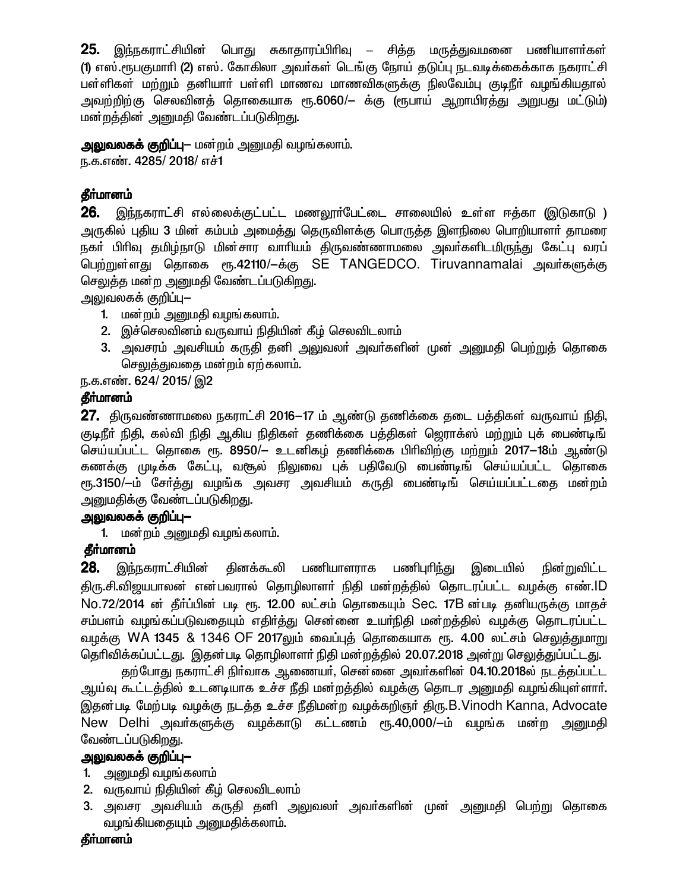**25.** இந்நகராட்சியின் பொது சுகாதாரப்பிரிவு – சித்த மருத்துவமனை பணியாளர்கள் (1) எஸ்.ரூபகுமாரி (2) எஸ். கோகிலா அவர்கள் டெங்கு நோய் தடுப்பு நடவடிக்கைக்காக நகராட்சி பள்ளிகள் மற்றும் தனியார் பள்ளி மாணவ மாணவிகளுக்கு நிலவேம்பு குடிநீர் வழங்கியதால் அவற்றிற்கு செலவினத் தொகையாக ரூ.6060/– க்கு (ரூபாய் ஆறாயிரத்து அறுபது மட்டும்) மன்றத்தின் அனுமதி வேண்டப்படுகிறது.

**அலுவலகக் குறிப்பு–** மன்றம் அனுமதி வழங்கலாம்.
ந.க.எண். 4285/ 2018/ எச்1

**தீர்மானம்**

**26.** இந்நகராட்சி எல்லைக்குட்பட்ட மணலூர்பேட்டை சாலையில் உள்ள ஈத்கா (இடுகாடு ) அருகில் புதிய 3 மின் கம்பம் அமைத்து தெருவிளக்கு பொருத்த இளநிலை பொறியாளர் தாமரை நகர் பிரிவு தமிழ்நாடு மின்சார வாரியம் திருவண்ணாமலை அவர்களிடமிருந்து கேட்பு வரப் பெற்றுள்ளது தொகை ரூ.42110/–க்கு SE TANGEDCO. Tiruvannamalai அவர்களுக்கு செலுத்த மன்ற அனுமதி வேண்டப்படுகிறது.

அலுவலகக் குறிப்பு–

1. மன்றம் அனுமதி வழங்கலாம்.
2. இச்செலவினம் வருவாய் நிதியின் கீழ் செலவிடலாம்
3. அவசரம் அவசியம் கருதி தனி அலுவலர் அவர்களின் முன் அனுமதி பெற்றுத் தொகை செலுத்துவதை மன்றம் ஏற்கலாம்.

ந.க.எண். 624/ 2015/ இ2

**தீர்மானம்**

**27.** திருவண்ணாமலை நகராட்சி 2016–17 ம் ஆண்டு தணிக்கை தடை பத்திகள் வருவாய் நிதி, குடிநீர் நிதி, கல்வி நிதி ஆகிய நிதிகள் தணிக்கை பத்திகள் ஜெராக்ஸ் மற்றும் புக் பைண்டிங் செய்யப்பட்ட தொகை ரூ. 8950/– உடனிகழ் தணிக்கை பிரிவிற்கு மற்றும் 2017–18ம் ஆண்டு கணக்கு முடிக்க கேட்பு, வசூல் நிலுவை புக் பதிவேடு பைண்டிங் செய்யப்பட்ட தொகை ரூ.3150/–ம் சேர்த்து வழங்க அவசர அவசியம் கருதி பைண்டிங் செய்யப்பட்டதை மன்றம் அனுமதிக்கு வேண்டப்படுகிறது.

**அலுவலகக் குறிப்பு–**

1. மன்றம் அனுமதி வழங்கலாம்.

**தீர்மானம்**

**28.** இந்நகராட்சியின் தினக்கூலி பணியாளராக பணிபுரிந்து இடையில் நின்றுவிட்ட திரு.சி.விஜயபாலன் என்பவரால் தொழிலாளர் நிதி மன்றத்தில் தொடரப்பட்ட வழக்கு எண்.ID No.72/2014 ன் தீர்ப்பின் படி ரூ. 12.00 லட்சம் தொகையும் Sec. 17B ன்படி தனியருக்கு மாதச் சம்பளம் வழங்கப்படுவதையும் எதிர்த்து சென்னை உயர்நிதி மன்றத்தில் வழக்கு தொடரப்பட்ட வழக்கு WA 1345 & 1346 OF 2017லும் வைப்புத் தொகையாக ரூ. 4.00 லட்சம் செலுத்துமாறு தெரிவிக்கப்பட்டது. இதன்படி தொழிலாளர் நிதி மன்றத்தில் 20.07.2018 அன்று செலுத்துப்பட்டது.

தற்போது நகராட்சி நிர்வாக ஆணையர், சென்னை அவர்களின் 04.10.2018ல் நடத்தப்பட்ட ஆய்வு கூட்டத்தில் உடனடியாக உச்ச நீதி மன்றத்தில் வழக்கு தொடர அனுமதி வழங்கியுள்ளார். இதன்படி மேற்படி வழக்கு நடத்த உச்ச நீதிமன்ற வழக்கறிஞர் திரு.B.Vinodh Kanna, Advocate New Delhi அவர்களுக்கு வழக்காடு கட்டணம் ரூ.40,000/–ம் வழங்க மன்ற அனுமதி வேண்டப்படுகிறது.

**அலுவலகக் குறிப்பு–**

1. அனுமதி வழங்கலாம்
2. வருவாய் நிதியின் கீழ் செலவிடலாம்
3. அவசர அவசியம் கருதி தனி அலுவலர் அவர்களின் முன் அனுமதி பெற்று தொகை வழங்கியதையும் அனுமதிக்கலாம்.

**தீர்மானம்**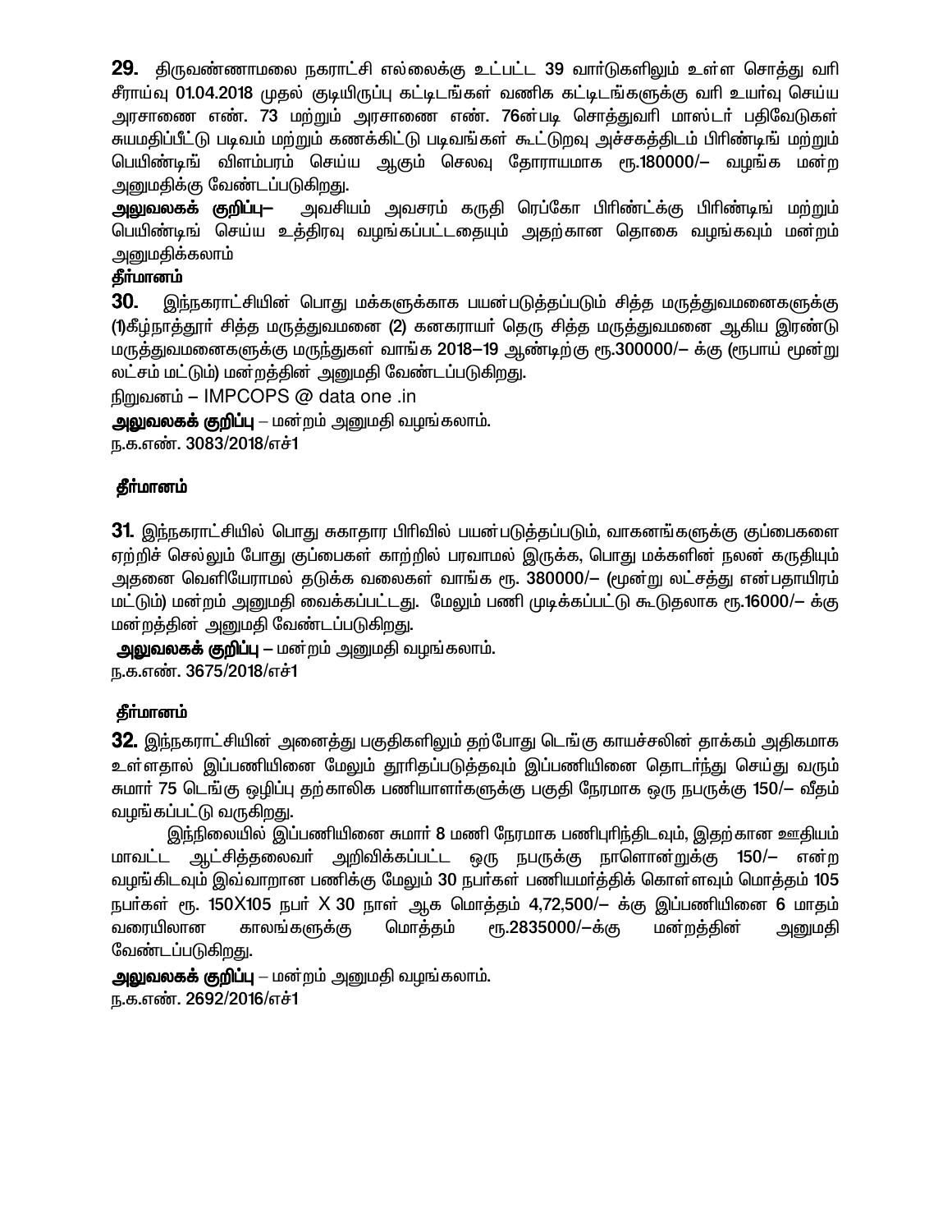**29.** திருவண்ணாமலை நகராட்சி எல்லைக்கு உட்பட்ட 39 வார்டுகளிலும் உள்ள சொத்து வரி சீராய்வு 01.04.2018 முதல் குடியிருப்பு கட்டிடங்கள் வணிக கட்டிடங்களுக்கு வரி உயர்வு செய்ய அரசாணை எண். 73 மற்றும் அரசாணை எண். 76ன்படி சொத்துவரி மாஸ்டர் பதிவேடுகள் சுயமதிப்பீட்டு படிவம் மற்றும் கணக்கிட்டு படிவங்கள் கூட்டுறவு அச்சகத்திடம் பிரிண்டிங் மற்றும் பெயிண்டிங் விளம்பரம் செய்ய ஆகும் செலவு தோராயமாக ரூ.180000/– வழங்க மன்ற அனுமதிக்கு வேண்டப்படுகிறது.

**அலுவலகக் குறிப்பு–** அவசியம் அவசரம் கருதி ரெப்கோ பிரிண்ட்க்கு பிரிண்டிங் மற்றும் பெயிண்டிங் செய்ய உத்திரவு வழங்கப்பட்டதையும் அதற்கான தொகை வழங்கவும் மன்றம் அனுமதிக்கலாம்

**தீர்மானம்**

**30.** இந்நகராட்சியின் பொது மக்களுக்காக பயன்படுத்தப்படும் சித்த மருத்துவமனைகளுக்கு (1)கீழ்நாத்தூர் சித்த மருத்துவமனை (2) கனகராயர் தெரு சித்த மருத்துவமனை ஆகிய இரண்டு மருத்துவமனைகளுக்கு மருந்துகள் வாங்க 2018–19 ஆண்டிற்கு ரூ.300000/– க்கு (ரூபாய் மூன்று லட்சம் மட்டும்) மன்றத்தின் அனுமதி வேண்டப்படுகிறது.

நிறுவனம் – IMPCOPS @ data one .in

**அலுவலகக் குறிப்பு** – மன்றம் அனுமதி வழங்கலாம்.

ந.க.எண். 3083/2018/எச்1

**தீர்மானம்**

**31.** இந்நகராட்சியில் பொது சுகாதார பிரிவில் பயன்படுத்தப்படும், வாகனங்களுக்கு குப்பைகளை ஏற்றிச் செல்லும் போது குப்பைகள் காற்றில் பரவாமல் இருக்க, பொது மக்களின் நலன் கருதியும் அதனை வெளியேராமல் தடுக்க வலைகள் வாங்க ரூ. 380000/– (மூன்று லட்சத்து என்பதாயிரம் மட்டும்) மன்றம் அனுமதி வைக்கப்பட்டது. மேலும் பணி முடிக்கப்பட்டு கூடுதலாக ரூ.16000/– க்கு மன்றத்தின் அனுமதி வேண்டப்படுகிறது.

**அலுவலகக் குறிப்பு** – மன்றம் அனுமதி வழங்கலாம்.

ந.க.எண். 3675/2018/எச்1

**தீர்மானம்**

**32.** இந்நகராட்சியின் அனைத்து பகுதிகளிலும் தற்போது டெங்கு காயச்சலின் தாக்கம் அதிகமாக உள்ளதால் இப்பணியினை மேலும் தூரிதப்படுத்தவும் இப்பணியினை தொடர்ந்து செய்து வரும் சுமார் 75 டெங்கு ஒழிப்பு தற்காலிக பணியாளர்களுக்கு பகுதி நேரமாக ஒரு நபருக்கு 150/– வீதம் வழங்கப்பட்டு வருகிறது.

இந்நிலையில் இப்பணியினை சுமார் 8 மணி நேரமாக பணிபுரிந்திடவும், இதற்கான ஊதியம் மாவட்ட ஆட்சித்தலைவர் அறிவிக்கப்பட்ட ஒரு நபருக்கு நாளொன்றுக்கு 150/– என்ற வழங்கிடவும் இவ்வாறான பணிக்கு மேலும் 30 நபர்கள் பணியமர்த்திக் கொள்ளவும் மொத்தம் 105 நபர்கள் ரூ. 150X105 நபர் X 30 நாள் ஆக மொத்தம் 4,72,500/– க்கு இப்பணியினை 6 மாதம் வரையிலான காலங்களுக்கு மொத்தம் ரூ.2835000/–க்கு மன்றத்தின் அனுமதி வேண்டப்படுகிறது.

**அலுவலகக் குறிப்பு** – மன்றம் அனுமதி வழங்கலாம்.

ந.க.எண். 2692/2016/எச்1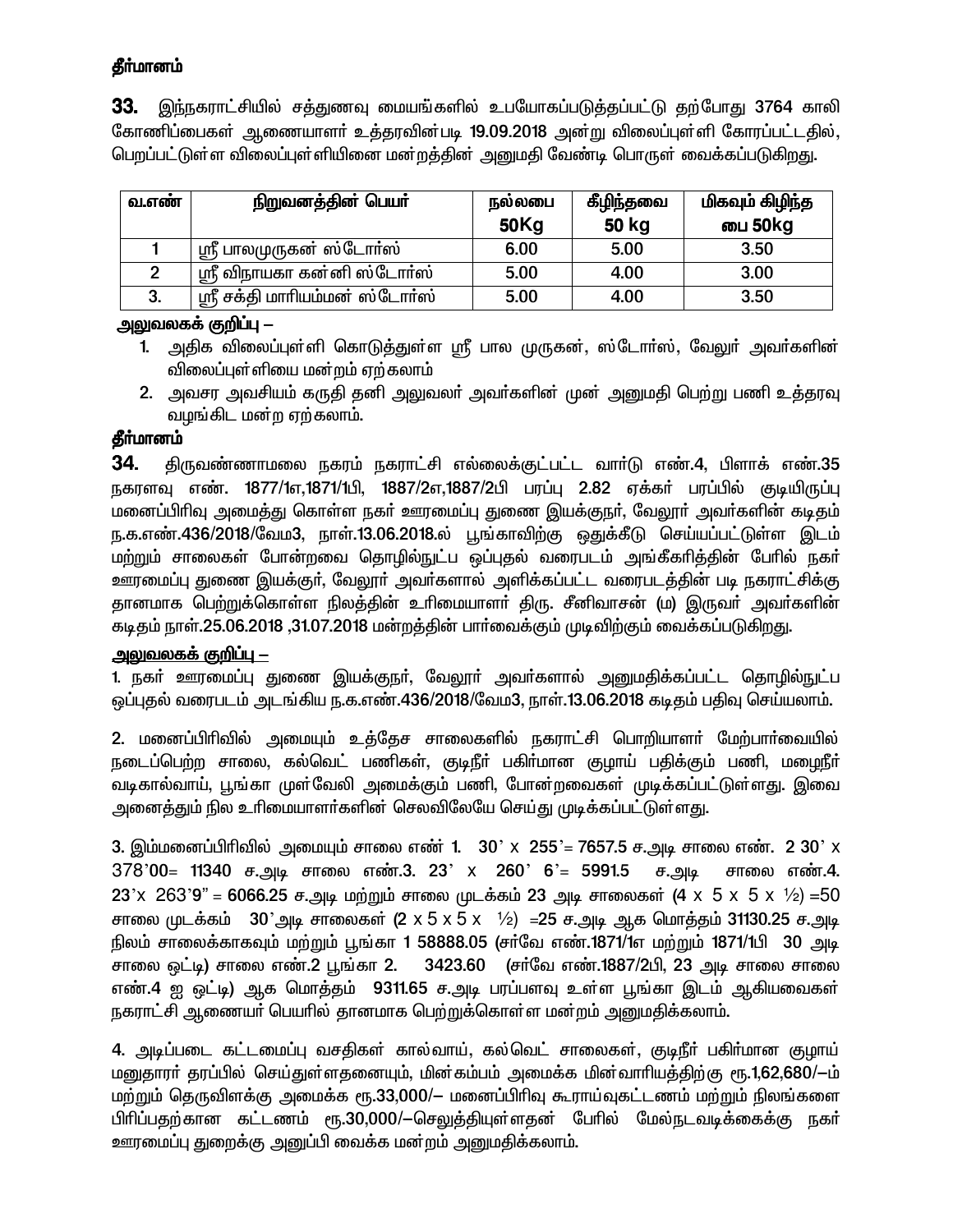**தீர்மானம்**

**33.** இந்நகராட்சியில் சத்துணவு மையங்களில் உபயோகப்படுத்தப்பட்டு தற்போது 3764 காலி கோணிப்பைகள் ஆணையாளர் உத்தரவின்படி 19.09.2018 அன்று விலைப்புள்ளி கோரப்பட்டதில், பெறப்பட்டுள்ள விலைப்புள்ளியினை மன்றத்தின் அனுமதி வேண்டி பொருள் வைக்கப்படுகிறது.

| வ.எண் | நிறுவனத்தின் பெயர் | நல்லபை 50Kg | கீழிந்தவை 50 kg | மிகவும் கிழிந்த பை 50kg |
|---|---|---|---|---|
| 1 | ஸ்ரீ பாலமுருகன் ஸ்டோர்ஸ் | 6.00 | 5.00 | 3.50 |
| 2 | ஸ்ரீ விநாயகா கன்னி ஸ்டோர்ஸ் | 5.00 | 4.00 | 3.00 |
| 3. | ஸ்ரீ சக்தி மாரியம்மன் ஸ்டோர்ஸ் | 5.00 | 4.00 | 3.50 |

**அலுவலகக் குறிப்பு –**

1. அதிக விலைப்புள்ளி கொடுத்துள்ள ஸ்ரீ பால முருகன், ஸ்டோர்ஸ், வேலூர் அவர்களின் விலைப்புள்ளியை மன்றம் ஏற்கலாம்
2. அவசர அவசியம் கருதி தனி அலுவலர் அவர்களின் முன் அனுமதி பெற்று பணி உத்தரவு வழங்கிட மன்ற ஏற்கலாம்.

**தீர்மானம்**

**34.** திருவண்ணாமலை நகரம் நகராட்சி எல்லைக்குட்பட்ட வார்டு எண்.4, பிளாக் எண்.35 நகரளவு எண். 1877/1ஏ,1871/1பி, 1887/2ஏ,1887/2பி பரப்பு 2.82 ஏக்கர் பரப்பில் குடியிருப்பு மனைப்பிரிவு அமைத்து கொள்ள நகர் ஊரமைப்பு துணை இயக்குநர், வேலூர் அவர்களின் கடிதம் ந.க.எண்.436/2018/வேம3, நாள்.13.06.2018.ல் பூங்காவிற்கு ஒதுக்கீடு செய்யப்பட்டுள்ள இடம் மற்றும் சாலைகள் போன்றவை தொழில்நுட்ப ஒப்புதல் வரைபடம் அங்கீகரித்தின் பேரில் நகர் ஊரமைப்பு துணை இயக்குர், வேலூர் அவர்களால் அளிக்கப்பட்ட வரைபடத்தின் படி நகராட்சிக்கு தானமாக பெற்றுக்கொள்ள நிலத்தின் உரிமையாளர் திரு. சீனிவாசன் (ம) இருவர் அவர்களின் கடிதம் நாள்.25.06.2018 ,31.07.2018 மன்றத்தின் பார்வைக்கும் முடிவிற்கும் வைக்கப்படுகிறது.

**அலுவலகக் குறிப்பு –**

1. நகர் ஊரமைப்பு துணை இயக்குநர், வேலூர் அவர்களால் அனுமதிக்கப்பட்ட தொழில்நுட்ப ஒப்புதல் வரைபடம் அடங்கிய ந.க.எண்.436/2018/வேம3, நாள்.13.06.2018 கடிதம் பதிவு செய்யலாம்.

2. மனைப்பிரிவில் அமையும் உத்தேச சாலைகளில் நகராட்சி பொறியாளர் மேற்பார்வையில் நடைபெற்ற சாலை, கல்வெட் பணிகள், குடிநீர் பகிர்மான குழாய் பதிக்கும் பணி, மழைநீர் வடிகால்வாய், பூங்கா முள்வேலி அமைக்கும் பணி, போன்றவைகள் முடிக்கப்பட்டுள்ளது. இவை அனைத்தும் நில உரிமையாளர்களின் செலவிலேயே செய்து முடிக்கப்பட்டுள்ளது.

3. இம்மனைப்பிரிவில் அமையும் சாலை எண் 1. 30' x 255'= 7657.5 ச.அடி சாலை எண். 2 30' x 378'00= 11340 ச.அடி சாலை எண்.3. 23' x 260' 6'= 5991.5 ச.அடி சாலை எண்.4. 23'x 263'9" = 6066.25 ச.அடி மற்றும் சாலை முடக்கம் 23 அடி சாலைகள் (4 x 5 x 5 x ½) =50 சாலை முடக்கம் 30'அடி சாலைகள் (2 x 5 x 5 x ½) =25 ச.அடி ஆக மொத்தம் 31130.25 ச.அடி நிலம் சாலைக்காகவும் மற்றும் பூங்கா 1 58888.05 (சர்வே எண்.1871/1ஏ மற்றும் 1871/1பி 30 அடி சாலை ஒட்டி) சாலை எண்.2 பூங்கா 2. 3423.60 (சர்வே எண்.1887/2பி, 23 அடி சாலை சாலை எண்.4 ஐ ஒட்டி) ஆக மொத்தம் 9311.65 ச.அடி பரப்பளவு உள்ள பூங்கா இடம் ஆகியவைகள் நகராட்சி ஆணையர் பெயரில் தானமாக பெற்றுக்கொள்ள மன்றம் அனுமதிக்கலாம்.

4. அடிப்படை கட்டமைப்பு வசதிகள் கால்வாய், கல்வெட் சாலைகள், குடிநீர் பகிர்மான குழாய் மனுதாரர் தரப்பில் செய்துள்ளதனையும், மின்கம்பம் அமைக்க மின்வாரியத்திற்கு ரூ.1,62,680/–ம் மற்றும் தெருவிளக்கு அமைக்க ரூ.33,000/– மனைப்பிரிவு கூராய்வுகட்டணம் மற்றும் நிலங்களை பிரிப்பதற்கான கட்டணம் ரூ.30,000/–செலுத்தியுள்ளதன் பேரில் மேல்நடவடிக்கைக்கு நகர் ஊரமைப்பு துறைக்கு அனுப்பி வைக்க மன்றம் அனுமதிக்கலாம்.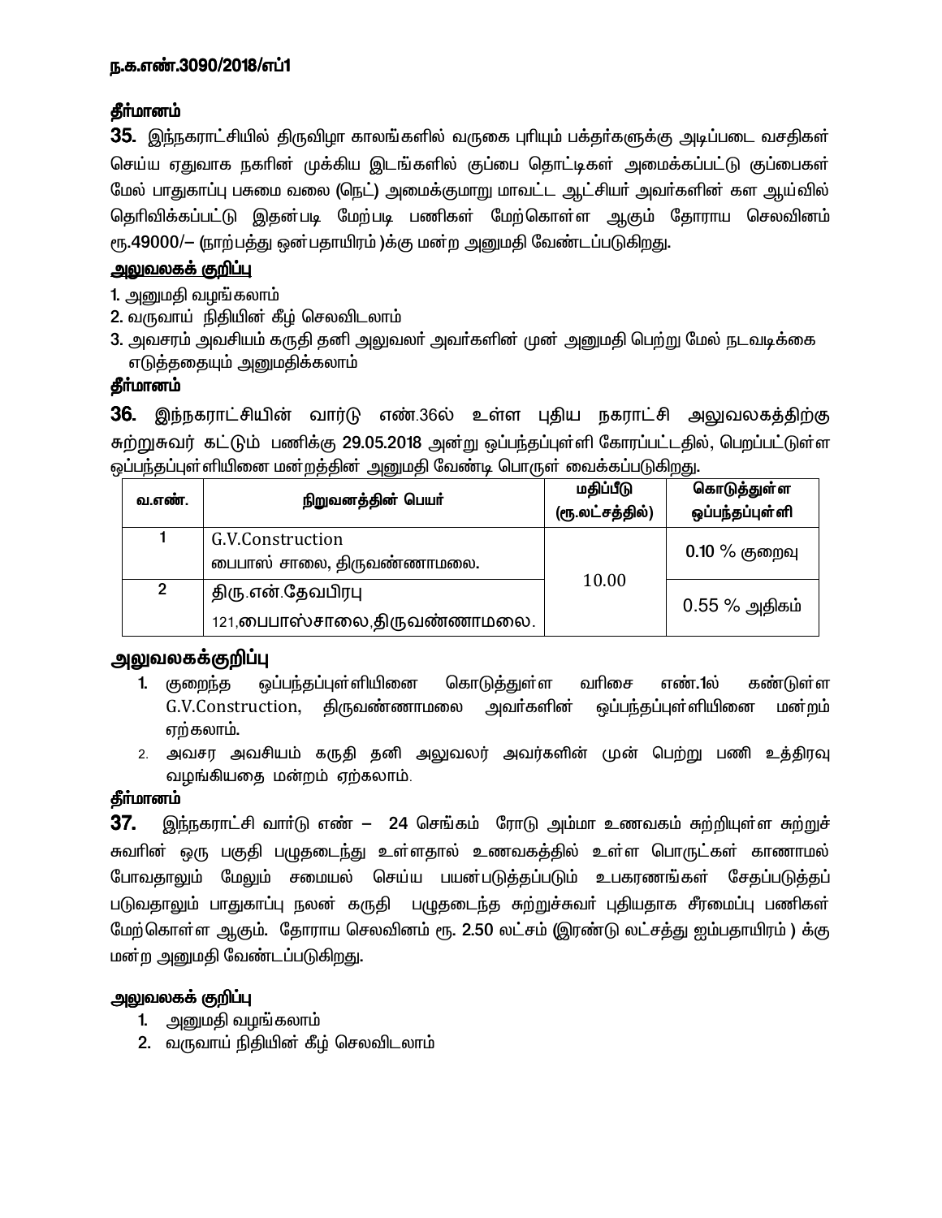**ந.க.எண்.3090/2018/எப்1**

**தீர்மானம்**

**35.** இந்நகராட்சியில் திருவிழா காலங்களில் வருகை புரியும் பக்தர்களுக்கு அடிப்படை வசதிகள் செய்ய ஏதுவாக நகரின் முக்கிய இடங்களில் குப்பை தொட்டிகள் அமைக்கப்பட்டு குப்பைகள் மேல் பாதுகாப்பு பசுமை வலை (நெட்) அமைக்குமாறு மாவட்ட ஆட்சியர் அவர்களின் கள ஆய்வில் தெரிவிக்கப்பட்டு இதன்படி மேற்படி பணிகள் மேற்கொள்ள ஆகும் தோராய செலவினம் ரூ.49000/– (நாற்பத்து ஒன்பதாயிரம் )க்கு மன்ற அனுமதி வேண்டப்படுகிறது.

**அலுவலகக் குறிப்பு**

1. அனுமதி வழங்கலாம்
2. வருவாய் நிதியின் கீழ் செலவிடலாம்
3. அவசரம் அவசியம் கருதி தனி அலுவலர் அவர்களின் முன் அனுமதி பெற்று மேல் நடவடிக்கை எடுத்ததையும் அனுமதிக்கலாம்

**தீர்மானம்**

**36.** இந்நகராட்சியின் வார்டு எண்.36ல் உள்ள புதிய நகராட்சி அலுவலகத்திற்கு சுற்றுசுவர் கட்டும் பணிக்கு 29.05.2018 அன்று ஒப்பந்தப்புள்ளி கோரப்பட்டதில், பெறப்பட்டுள்ள ஒப்பந்தப்புள்ளியினை மன்றத்தின் அனுமதி வேண்டி பொருள் வைக்கப்படுகிறது.

| வ.எண். | நிறுவனத்தின் பெயர் | மதிப்பீடு (ரூ.லட்சத்தில்) | கொடுத்துள்ள ஒப்பந்தப்புள்ளி |
|---|---|---|---|
| 1 | G.V.Construction<br>பைபாஸ் சாலை, திருவண்ணாமலை. | 10.00 | 0.10 % குறைவு |
| 2 | திரு.என்.தேவபிரபு<br>121,பைபாஸ்சாலை,திருவண்ணாமலை. | | 0.55 % அதிகம் |

**அலுவலகக்குறிப்பு**

1. குறைந்த ஒப்பந்தப்புள்ளியினை கொடுத்துள்ள வரிசை எண்.1ல் கண்டுள்ள G.V.Construction, திருவண்ணாமலை அவர்களின் ஒப்பந்தப்புள்ளியினை மன்றம் ஏற்கலாம்.
2. அவசர அவசியம் கருதி தனி அலுவலர் அவர்களின் முன் பெற்று பணி உத்திரவு வழங்கியதை மன்றம் ஏற்கலாம்.

**தீர்மானம்**

**37.** இந்நகராட்சி வார்டு எண் – 24 செங்கம் ரோடு அம்மா உணவகம் சுற்றியுள்ள சுற்றுச் சுவரின் ஒரு பகுதி பழுதடைந்து உள்ளதால் உணவகத்தில் உள்ள பொருட்கள் காணாமல் போவதாலும் மேலும் சமையல் செய்ய பயன்படுத்தப்படும் உபகரணங்கள் சேதப்படுத்தப் படுவதாலும் பாதுகாப்பு நலன் கருதி பழுதடைந்த சுற்றுச்சுவர் புதியதாக சீரமைப்பு பணிகள் மேற்கொள்ள ஆகும். தோராய செலவினம் ரூ. 2.50 லட்சம் (இரண்டு லட்சத்து ஐம்பதாயிரம் ) க்கு மன்ற அனுமதி வேண்டப்படுகிறது.

**அலுவலகக் குறிப்பு**

1. அனுமதி வழங்கலாம்
2. வருவாய் நிதியின் கீழ் செலவிடலாம்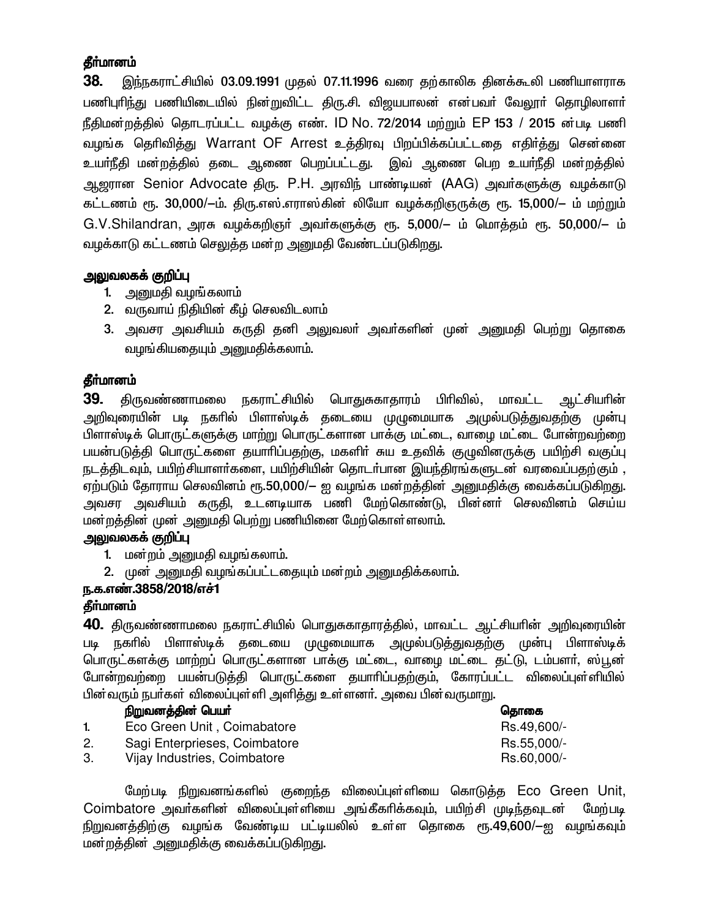**தீர்மானம்**

**38.** இந்நகராட்சியில் 03.09.1991 முதல் 07.11.1996 வரை தற்காலிக தினக்கூலி பணியாளராக பணிபுரிந்து பணியிடையில் நின்றுவிட்ட திரு.சி. விஜயபாலன் என்பவர் வேலூர் தொழிலாளர் நீதிமன்றத்தில் தொடரப்பட்ட வழக்கு எண். ID No. 72/2014 மற்றும் EP 153 / 2015 ன்படி பணி வழங்க தெரிவித்து Warrant OF Arrest உத்திரவு பிறப்பிக்கப்பட்டதை எதிர்த்து சென்னை உயர்நீதி மன்றத்தில் தடை ஆணை பெறப்பட்டது. இவ் ஆணை பெற உயர்நீதி மன்றத்தில் ஆஜரான Senior Advocate திரு. P.H. அரவிந் பாண்டியன் (AAG) அவர்களுக்கு வழக்காடு கட்டணம் ரூ. 30,000/–ம். திரு.எஸ்.எராஸ்கின் லியோ வழக்கறிஞருக்கு ரூ. 15,000/– ம் மற்றும் G.V.Shilandran, அரசு வழக்கறிஞர் அவர்களுக்கு ரூ. 5,000/– ம் மொத்தம் ரூ. 50,000/– ம் வழக்காடு கட்டணம் செலுத்த மன்ற அனுமதி வேண்டப்படுகிறது.

**அலுவலகக் குறிப்பு**

1. அனுமதி வழங்கலாம்
2. வருவாய் நிதியின் கீழ் செலவிடலாம்
3. அவசர அவசியம் கருதி தனி அலுவலர் அவர்களின் முன் அனுமதி பெற்று தொகை வழங்கியதையும் அனுமதிக்கலாம்.

**தீர்மானம்**

**39.** திருவண்ணாமலை நகராட்சியில் பொதுசுகாதாரம் பிரிவில், மாவட்ட ஆட்சியரின் அறிவுரையின் படி நகரில் பிளாஸ்டிக் தடையை முழுமையாக அமுல்படுத்துவதற்கு முன்பு பிளாஸ்டிக் பொருட்களுக்கு மாற்று பொருட்களான பாக்கு மட்டை, வாழை மட்டை போன்றவற்றை பயன்படுத்தி பொருட்களை தயாரிப்பதற்கு, மகளிர் சுய உதவிக் குழுவினருக்கு பயிற்சி வகுப்பு நடத்திடவும், பயிற்சியாளர்களை, பயிற்சியின் தொடர்பான இயந்திரங்களுடன் வரவைப்பதற்கும் , ஏற்படும் தோராய செலவினம் ரூ.50,000/– ஐ வழங்க மன்றத்தின் அனுமதிக்கு வைக்கப்படுகிறது. அவசர அவசியம் கருதி, உடனடியாக பணி மேற்கொண்டு, பின்னர் செலவினம் செய்ய மன்றத்தின் முன் அனுமதி பெற்று பணியினை மேற்கொள்ளலாம்.

**அலுவலகக் குறிப்பு**

1. மன்றம் அனுமதி வழங்கலாம்.
2. முன் அனுமதி வழங்கப்பட்டதையும் மன்றம் அனுமதிக்கலாம்.

**ந.க.எண்.3858/2018/எச்1**

**தீர்மானம்**

**40.** திருவண்ணாமலை நகராட்சியில் பொதுசுகாதாரத்தில், மாவட்ட ஆட்சியரின் அறிவுரையின் படி நகரில் பிளாஸ்டிக் தடையை முழுமையாக அமுல்படுத்துவதற்கு முன்பு பிளாஸ்டிக் பொருட்களுக்கு மாற்றுப் பொருட்களான பாக்கு மட்டை, வாழை மட்டை தட்டு, டம்பளர், ஸ்பூன் போன்றவற்றை பயன்படுத்தி பொருட்களை தயாரிப்பதற்கும், கோரப்பட்ட விலைப்புள்ளியில் பின்வரும் நபர்கள் விலைப்புள்ளி அளித்து உள்ளனர். அவை பின்வருமாறு.

| | நிறுவனத்தின் பெயர் | தொகை |
|---|---|---|
| 1. | Eco Green Unit , Coimbatore | Rs.49,600/- |
| 2. | Sagi Enterprieses, Coimbatore | Rs.55,000/- |
| 3. | Vijay Industries, Coimbatore | Rs.60,000/- |

மேற்படி நிறுவனங்களில் குறைந்த விலைப்புள்ளியை கொடுத்த Eco Green Unit, Coimbatore அவர்களின் விலைப்புள்ளியை அங்கீகரிக்கவும், பயிற்சி முடிந்தவுடன் மேற்படி நிறுவனத்திற்கு வழங்க வேண்டிய பட்டியலில் உள்ள தொகை ரூ.49,600/–ஐ வழங்கவும் மன்றத்தின் அனுமதிக்கு வைக்கப்படுகிறது.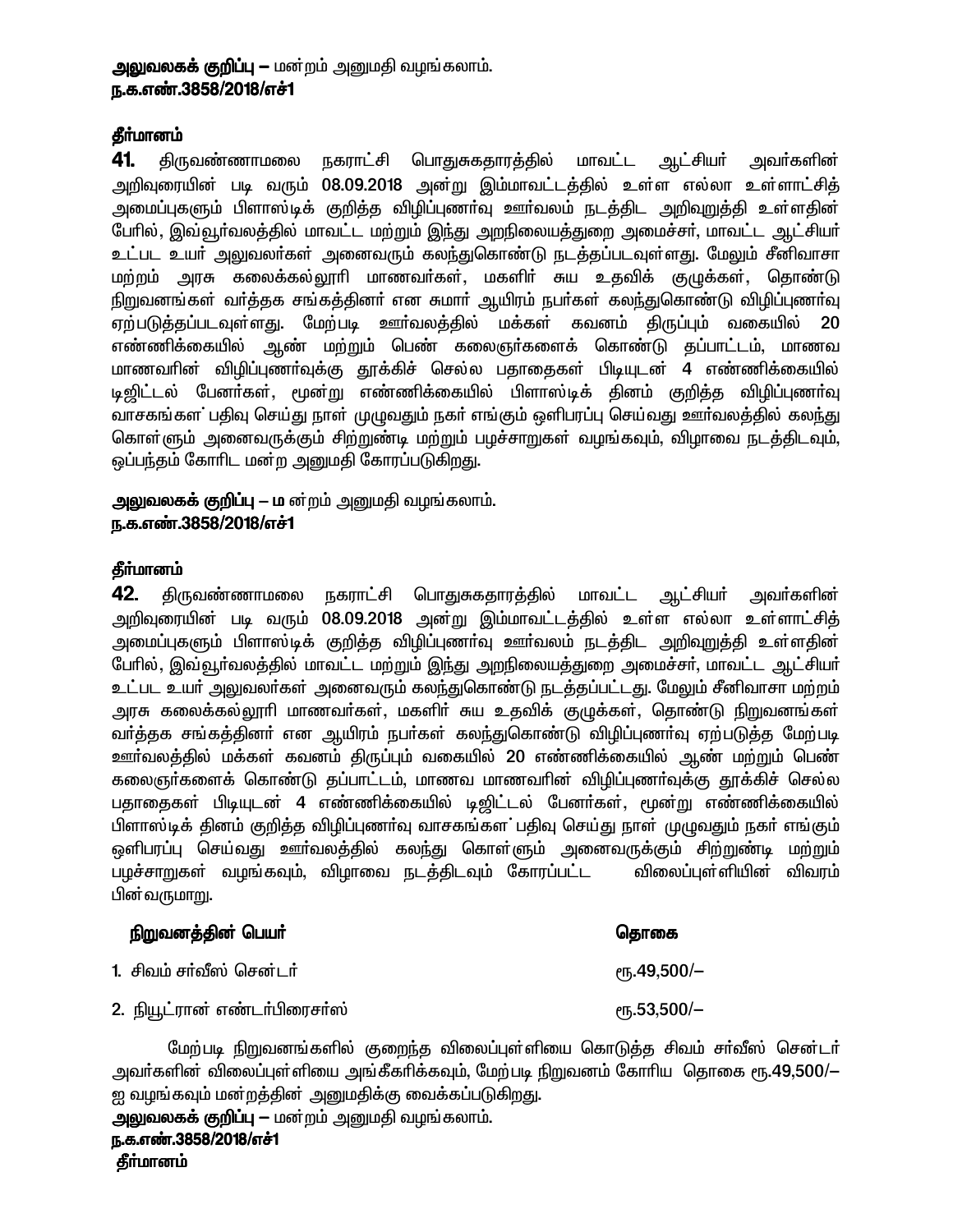**அலுவலகக் குறிப்பு –** மன்றம் அனுமதி வழங்கலாம்.
**ந.க.எண்.3858/2018/எச்1**

**தீர்மானம்**

**41.** திருவண்ணாமலை நகராட்சி பொதுசுகதாரத்தில் மாவட்ட ஆட்சியர் அவர்களின் அறிவுரையின் படி வரும் 08.09.2018 அன்று இம்மாவட்டத்தில் உள்ள எல்லா உள்ளாட்சித் அமைப்புகளும் பிளாஸ்டிக் குறித்த விழிப்புணர்வு ஊர்வலம் நடத்திட அறிவுறுத்தி உள்ளதின் பேரில், இவ்வூர்வலத்தில் மாவட்ட மற்றும் இந்து அறநிலையத்துறை அமைச்சர், மாவட்ட ஆட்சியர் உட்பட உயர் அலுவலர்கள் அனைவரும் கலந்துகொண்டு நடத்தப்படவுள்ளது. மேலும் சீனிவாசா மற்றும் அரசு கலைக்கல்லூரி மாணவர்கள், மகளிர் சுய உதவிக் குழுக்கள், தொண்டு நிறுவனங்கள் வர்த்தக சங்கத்தினர் என சுமார் ஆயிரம் நபர்கள் கலந்துகொண்டு விழிப்புணர்வு ஏற்படுத்தப்படவுள்ளது. மேற்படி ஊர்வலத்தில் மக்கள் கவனம் திருப்பும் வகையில் 20 எண்ணிக்கையில் ஆண் மற்றும் பெண் கலைஞர்களைக் கொண்டு தப்பாட்டம், மாணவ மாணவரின் விழிப்புணர்வுக்கு தூக்கிச் செல்ல பதாதைகள் பிடியுடன் 4 எண்ணிக்கையில் டிஜிட்டல் பேனர்கள், மூன்று எண்ணிக்கையில் பிளாஸ்டிக் தினம் குறித்த விழிப்புணர்வு வாசகங்கள் பதிவு செய்து நாள் முழுவதும் நகர் எங்கும் ஒளிபரப்பு செய்வது ஊர்வலத்தில் கலந்து கொள்ளும் அனைவருக்கும் சிற்றுண்டி மற்றும் பழச்சாறுகள் வழங்கவும், விழாவை நடத்திடவும், ஒப்பந்தம் கோரிட மன்ற அனுமதி கோரப்படுகிறது.

**அலுவலகக் குறிப்பு –** மன்றம் அனுமதி வழங்கலாம்.
**ந.க.எண்.3858/2018/எச்1**

**தீர்மானம்**

**42.** திருவண்ணாமலை நகராட்சி பொதுசுகதாரத்தில் மாவட்ட ஆட்சியர் அவர்களின் அறிவுரையின் படி வரும் 08.09.2018 அன்று இம்மாவட்டத்தில் உள்ள எல்லா உள்ளாட்சித் அமைப்புகளும் பிளாஸ்டிக் குறித்த விழிப்புணர்வு ஊர்வலம் நடத்திட அறிவுறுத்தி உள்ளதின் பேரில், இவ்வூர்வலத்தில் மாவட்ட மற்றும் இந்து அறநிலையத்துறை அமைச்சர், மாவட்ட ஆட்சியர் உட்பட உயர் அலுவலர்கள் அனைவரும் கலந்துகொண்டு நடத்தப்பட்டது. மேலும் சீனிவாசா மற்றும் அரசு கலைக்கல்லூரி மாணவர்கள், மகளிர் சுய உதவிக் குழுக்கள், தொண்டு நிறுவனங்கள் வர்த்தக சங்கத்தினர் என ஆயிரம் நபர்கள் கலந்துகொண்டு விழிப்புணர்வு ஏற்படுத்த மேற்படி ஊர்வலத்தில் மக்கள் கவனம் திருப்பும் வகையில் 20 எண்ணிக்கையில் ஆண் மற்றும் பெண் கலைஞர்களைக் கொண்டு தப்பாட்டம், மாணவ மாணவரின் விழிப்புணர்வுக்கு தூக்கிச் செல்ல பதாதைகள் பிடியுடன் 4 எண்ணிக்கையில் டிஜிட்டல் பேனர்கள், மூன்று எண்ணிக்கையில் பிளாஸ்டிக் தினம் குறித்த விழிப்புணர்வு வாசகங்கள் பதிவு செய்து நாள் முழுவதும் நகர் எங்கும் ஒளிபரப்பு செய்வது ஊர்வலத்தில் கலந்து கொள்ளும் அனைவருக்கும் சிற்றுண்டி மற்றும் பழச்சாறுகள் வழங்கவும், விழாவை நடத்திடவும் கோரப்பட்ட விலைப்புள்ளியின் விவரம் பின்வருமாறு.

| நிறுவனத்தின் பெயர் | தொகை |
|---|---|
| 1. சிவம் சர்வீஸ் சென்டர் | ரூ.49,500/– |
| 2. நியூட்ரான் எண்டர்பிரைசர்ஸ் | ரூ.53,500/– |

மேற்படி நிறுவனங்களில் குறைந்த விலைப்புள்ளியை கொடுத்த சிவம் சர்வீஸ் சென்டர் அவர்களின் விலைப்புள்ளியை அங்கீகரிக்கவும், மேற்படி நிறுவனம் கோரிய தொகை ரூ.49,500/– ஐ வழங்கவும் மன்றத்தின் அனுமதிக்கு வைக்கப்படுகிறது.

**அலுவலகக் குறிப்பு –** மன்றம் அனுமதி வழங்கலாம்.
**ந.க.எண்.3858/2018/எச்1**

**தீர்மானம்**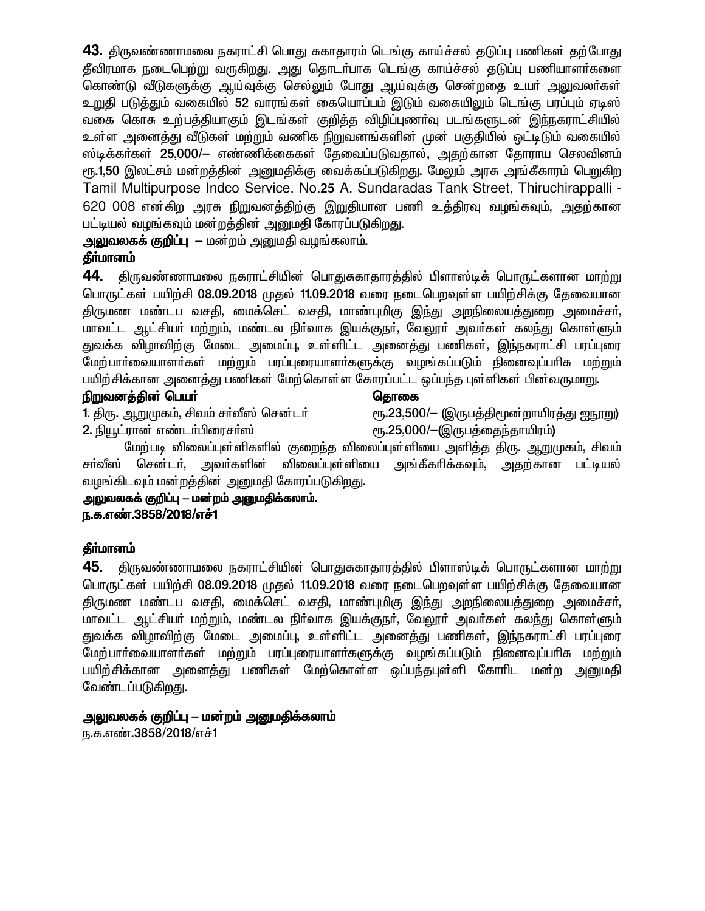**43.** திருவண்ணாமலை நகராட்சி பொது சுகாதாரம் டெங்கு காய்ச்சல் தடுப்பு பணிகள் தற்போது தீவிரமாக நடைபெற்று வருகிறது. அது தொடர்பாக டெங்கு காய்ச்சல் தடுப்பு பணியாளர்களை கொண்டு வீடுகளுக்கு ஆய்வுக்கு செல்லும் போது ஆய்வுக்கு சென்றதை உயர் அலுவலர்கள் உறுதி படுத்தும் வகையில் 52 வாரங்கள் கையொப்பம் இடும் வகையிலும் டெங்கு பரப்பும் ஏடிஸ் வகை கொசு உற்பத்தியாகும் இடங்கள் குறித்த விழிப்புணர்வு படங்களுடன் இந்நகராட்சியில் உள்ள அனைத்து வீடுகள் மற்றும் வணிக நிறுவனங்களின் முன் பகுதியில் ஒட்டிடும் வகையில் ஸ்டிக்கர்கள் 25,000/– எண்ணிக்கைகள் தேவைப்படுவதால், அதற்கான தோராய செலவினம் ரூ.1,50 இலட்சம் மன்றத்தின் அனுமதிக்கு வைக்கப்படுகிறது. மேலும் அரசு அங்கீகாரம் பெறுகிற Tamil Multipurpose Indco Service. No.25 A. Sundaradas Tank Street, Thiruchirappalli - 620 008 என்கிற அரசு நிறுவனத்திற்கு இறுதியான பணி உத்திரவு வழங்கவும், அதற்கான பட்டியல் வழங்கவும் மன்றத்தின் அனுமதி கோரப்படுகிறது.

**அலுவலகக் குறிப்பு** – மன்றம் அனுமதி வழங்கலாம்.

**தீர்மானம்**

**44.** திருவண்ணாமலை நகராட்சியின் பொதுசுகாதாரத்தில் பிளாஸ்டிக் பொருட்களான மாற்று பொருட்கள் பயிற்சி 08.09.2018 முதல் 11.09.2018 வரை நடைபெறவுள்ள பயிற்சிக்கு தேவையான திருமண மண்டப வசதி, மைக்செட் வசதி, மாண்புமிகு இந்து அறநிலையத்துறை அமைச்சர், மாவட்ட ஆட்சியர் மற்றும், மண்டல நிர்வாக இயக்குநர், வேலூர் அவர்கள் கலந்து கொள்ளும் துவக்க விழாவிற்கு மேடை அமைப்பு, உள்ளிட்ட அனைத்து பணிகள், இந்நகராட்சி பரப்புரை மேற்பார்வையாளர்கள் மற்றும் பரப்புரையாளர்களுக்கு வழங்கப்படும் நினைவுப்பரிசு மற்றும் பயிற்சிக்கான அனைத்து பணிகள் மேற்கொள்ள கோரப்பட்ட ஒப்பந்த புள்ளிகள் பின்வருமாறு.

| நிறுவனத்தின் பெயர் | தொகை |
|---|---|
| 1. திரு. ஆறுமுகம், சிவம் சர்வீஸ் சென்டர் | ரூ.23,500/– (இருபத்திமூன்றாயிரத்து ஐநூறு) |
| 2. நியூட்ரான் எண்டர்பிரைசர்ஸ் | ரூ.25,000/–(இருபத்தைந்தாயிரம்) |

மேற்படி விலைப்புள்ளிகளில் குறைந்த விலைப்புள்ளியை அளித்த திரு. ஆறுமுகம், சிவம் சர்வீஸ் சென்டர், அவர்களின் விலைப்புள்ளியை அங்கீகரிக்கவும், அதற்கான பட்டியல் வழங்கிடவும் மன்றத்தின் அனுமதி கோரப்படுகிறது.

**அலுவலகக் குறிப்பு – மன்றம் அனுமதிக்கலாம்.**

**ந.க.எண்.3858/2018/எச்1**

**தீர்மானம்**

**45.** திருவண்ணாமலை நகராட்சியின் பொதுசுகாதாரத்தில் பிளாஸ்டிக் பொருட்களான மாற்று பொருட்கள் பயிற்சி 08.09.2018 முதல் 11.09.2018 வரை நடைபெறவுள்ள பயிற்சிக்கு தேவையான திருமண மண்டப வசதி, மைக்செட் வசதி, மாண்புமிகு இந்து அறநிலையத்துறை அமைச்சர், மாவட்ட ஆட்சியர் மற்றும், மண்டல நிர்வாக இயக்குநர், வேலூர் அவர்கள் கலந்து கொள்ளும் துவக்க விழாவிற்கு மேடை அமைப்பு, உள்ளிட்ட அனைத்து பணிகள், இந்நகராட்சி பரப்புரை மேற்பார்வையாளர்கள் மற்றும் பரப்புரையாளர்களுக்கு வழங்கப்படும் நினைவுப்பரிசு மற்றும் பயிற்சிக்கான அனைத்து பணிகள் மேற்கொள்ள ஒப்பந்தபுள்ளி கோரிட மன்ற அனுமதி வேண்டப்படுகிறது.

**அலுவலகக் குறிப்பு – மன்றம் அனுமதிக்கலாம்**

ந.க.எண்.3858/2018/எச்1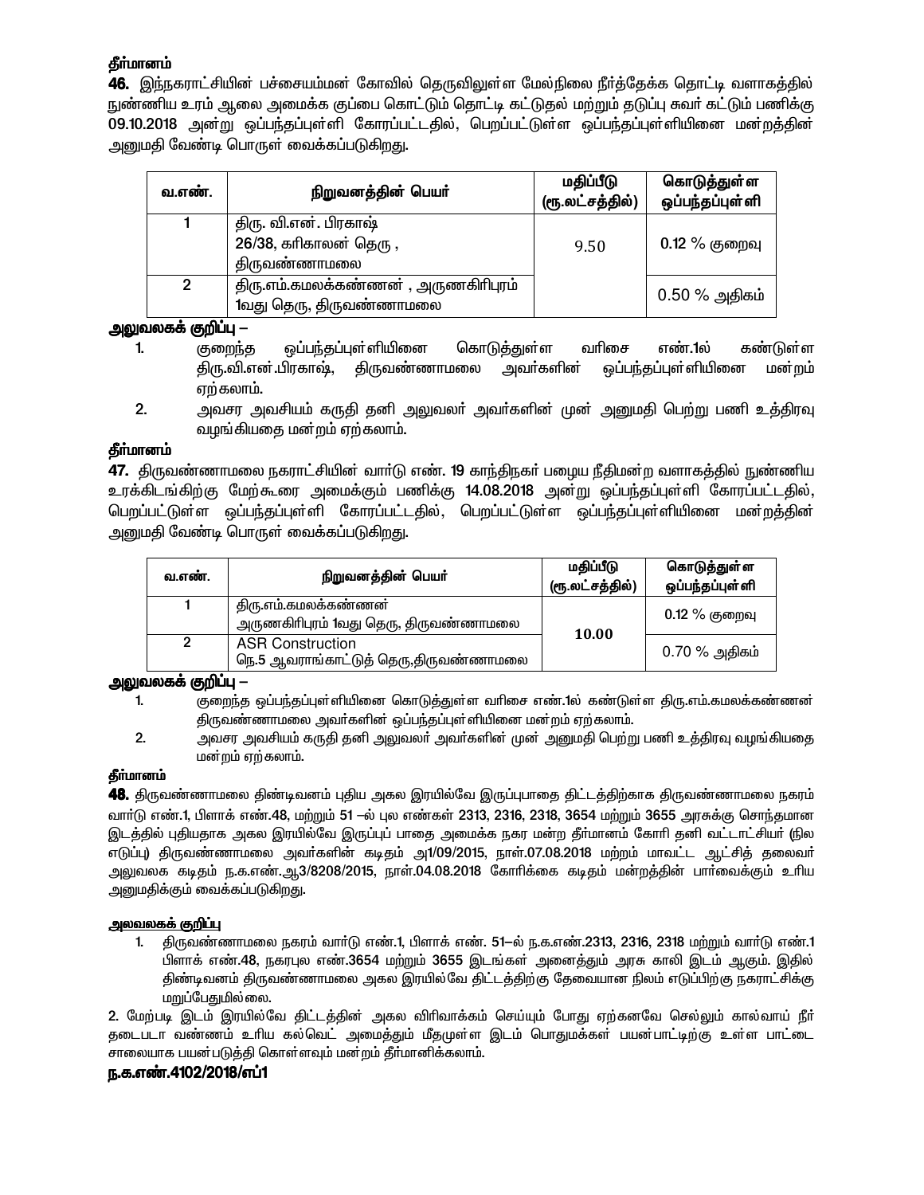**தீர்மானம்**

**46.** இந்நகராட்சியின் பச்சையம்மன் கோவில் தெருவிலுள்ள மேல்நிலை நீர்த்தேக்க தொட்டி வளாகத்தில் நுண்ணிய உரம் ஆலை அமைக்க குப்பை கொட்டும் தொட்டி கட்டுதல் மற்றும் தடுப்பு சுவர் கட்டும் பணிக்கு 09.10.2018 அன்று ஒப்பந்தப்புள்ளி கோரப்பட்டதில், பெறப்பட்டுள்ள ஒப்பந்தப்புள்ளியினை மன்றத்தின் அனுமதி வேண்டி பொருள் வைக்கப்படுகிறது.

| வ.எண். | நிறுவனத்தின் பெயர் | மதிப்பீடு (ரூ.லட்சத்தில்) | கொடுத்துள்ள ஒப்பந்தப்புள்ளி |
|---|---|---|---|
| 1 | திரு. வி.என். பிரகாஷ் 26/38, கரிகாலன் தெரு , திருவண்ணாமலை | 9.50 | 0.12 % குறைவு |
| 2 | திரு.எம்.கமலக்கண்ணன் , அருணகிரிபுரம் 1வது தெரு, திருவண்ணாமலை | | 0.50 % அதிகம் |

**அலுவலகக் குறிப்பு –**

1. குறைந்த ஒப்பந்தப்புள்ளியினை கொடுத்துள்ள வரிசை எண்.1ல் கண்டுள்ள திரு.வி.என்.பிரகாஷ், திருவண்ணாமலை அவர்களின் ஒப்பந்தப்புள்ளியினை மன்றம் ஏற்கலாம்.
2. அவசர அவசியம் கருதி தனி அலுவலர் அவர்களின் முன் அனுமதி பெற்று பணி உத்திரவு வழங்கியதை மன்றம் ஏற்கலாம்.

**தீர்மானம்**

**47.** திருவண்ணாமலை நகராட்சியின் வார்டு எண். 19 காந்திநகர் பழைய நீதிமன்ற வளாகத்தில் நுண்ணிய உரக்கிடங்கிற்கு மேற்கூரை அமைக்கும் பணிக்கு 14.08.2018 அன்று ஒப்பந்தப்புள்ளி கோரப்பட்டதில், பெறப்பட்டுள்ள ஒப்பந்தப்புள்ளி கோரப்பட்டதில், பெறப்பட்டுள்ள ஒப்பந்தப்புள்ளியினை மன்றத்தின் அனுமதி வேண்டி பொருள் வைக்கப்படுகிறது.

| வ.எண். | நிறுவனத்தின் பெயர் | மதிப்பீடு (ரூ.லட்சத்தில்) | கொடுத்துள்ள ஒப்பந்தப்புள்ளி |
|---|---|---|---|
| 1 | திரு.எம்.கமலக்கண்ணன் அருணகிரிபுரம் 1வது தெரு, திருவண்ணாமலை | **10.00** | 0.12 % குறைவு |
| 2 | ASR Construction நெ.5 ஆவரங்காட்டுத் தெரு,திருவண்ணாமலை | | 0.70 % அதிகம் |

**அலுவலகக் குறிப்பு –**

1. குறைந்த ஒப்பந்தப்புள்ளியினை கொடுத்துள்ள வரிசை எண்.1ல் கண்டுள்ள திரு.எம்.கமலக்கண்ணன் திருவண்ணாமலை அவர்களின் ஒப்பந்தப்புள்ளியினை மன்றம் ஏற்கலாம்.
2. அவசர அவசியம் கருதி தனி அலுவலர் அவர்களின் முன் அனுமதி பெற்று பணி உத்திரவு வழங்கியதை மன்றம் ஏற்கலாம்.

**தீர்மானம்**

**48.** திருவண்ணாமலை திண்டிவனம் புதிய அகல இரயில்வே இருப்புபாதை திட்டத்திற்காக திருவண்ணாமலை நகரம் வார்டு எண்.1, பிளாக் எண்.48, மற்றும் 51 –ல் புல எண்கள் 2313, 2316, 2318, 3654 மற்றும் 3655 அரசுக்கு சொந்தமான இடத்தில் புதியதாக அகல இரயில்வே இருப்புப் பாதை அமைக்க நகர மன்ற தீர்மானம் கோரி தனி வட்டாட்சியர் (நில எடுப்பு) திருவண்ணாமலை அவர்களின் கடிதம் அ1/09/2015, நாள்.07.08.2018 மற்றும் மாவட்ட ஆட்சித் தலைவர் அலுவலக கடிதம் ந.க.எண்.ஆ3/8208/2015, நாள்.04.08.2018 கோரிக்கை கடிதம் மன்றத்தின் பார்வைக்கும் உரிய அனுமதிக்கும் வைக்கப்படுகிறது.

**அலவலகக் குறிப்பு**

1. திருவண்ணாமலை நகரம் வார்டு எண்.1, பிளாக் எண். 51–ல் ந.க.எண்.2313, 2316, 2318 மற்றும் வார்டு எண்.1 பிளாக் எண்.48, நகரபுல எண்.3654 மற்றும் 3655 இடங்கள் அனைத்தும் அரசு காலி இடம் ஆகும். இதில் திண்டிவனம் திருவண்ணாமலை அகல இரயில்வே திட்டத்திற்கு தேவையான நிலம் எடுப்பிற்கு நகராட்சிக்கு மறுப்பேதுமில்லை.

2. மேற்படி இடம் இரயில்வே திட்டத்தின் அகல விரிவாக்கம் செய்யும் போது ஏற்கனவே செல்லும் கால்வாய் நீர் தடைபடா வண்ணம் உரிய கல்வெட் அமைத்தும் மீதமுள்ள இடம் பொதுமக்கள் பயன்பாட்டிற்கு உள்ள பாட்டை சாலையாக பயன்படுத்தி கொள்ளவும் மன்றம் தீர்மானிக்கலாம்.

**ந.க.எண்.4102/2018/எப்1**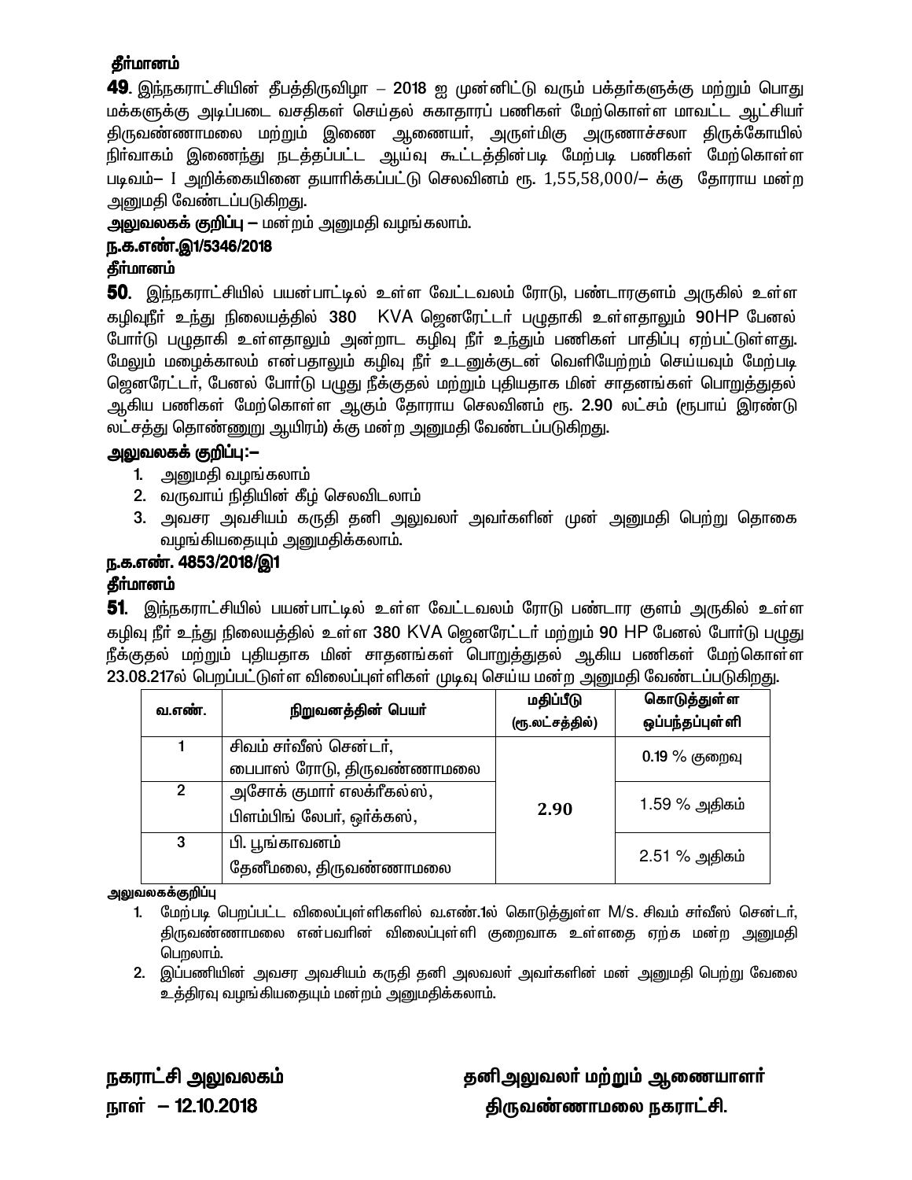**தீர்மானம்**

**49**. இந்நகராட்சியின் தீபத்திருவிழா – 2018 ஐ முன்னிட்டு வரும் பக்தர்களுக்கு மற்றும் பொது மக்களுக்கு அடிப்படை வசதிகள் செய்தல் சுகாதாரப் பணிகள் மேற்கொள்ள மாவட்ட ஆட்சியர் திருவண்ணாமலை மற்றும் இணை ஆணையர், அருள்மிகு அருணாச்சலா திருக்கோயில் நிர்வாகம் இணைந்து நடத்தப்பட்ட ஆய்வு கூட்டத்தின்படி மேற்படி பணிகள் மேற்கொள்ள படிவம்– I அறிக்கையினை தயாரிக்கப்பட்டு செலவினம் ரூ. 1,55,58,000/– க்கு தோராய மன்ற அனுமதி வேண்டப்படுகிறது.

**அலுவலகக் குறிப்பு –** மன்றம் அனுமதி வழங்கலாம்.

**ந.க.எண்.இ1/5346/2018**

**தீர்மானம்**

**50**. இந்நகராட்சியில் பயன்பாட்டில் உள்ள வேட்டவலம் ரோடு, பண்டாரகுளம் அருகில் உள்ள கழிவுநீர் உந்து நிலையத்தில் 380 KVA ஜெனரேட்டர் பழுதாகி உள்ளதாலும் 90HP பேனல் போர்டு பழுதாகி உள்ளதாலும் அன்றாட கழிவு நீர் உந்தும் பணிகள் பாதிப்பு ஏற்பட்டுள்ளது. மேலும் மழைக்காலம் என்பதாலும் கழிவு நீர் உடனுக்குடன் வெளியேற்றம் செய்யவும் மேற்படி ஜெனரேட்டர், பேனல் போர்டு பழுது நீக்குதல் மற்றும் புதியதாக மின் சாதனங்கள் பொறுத்துதல் ஆகிய பணிகள் மேற்கொள்ள ஆகும் தோராய செலவினம் ரூ. 2.90 லட்சம் (ரூபாய் இரண்டு லட்சத்து தொண்ணூறு ஆயிரம்) க்கு மன்ற அனுமதி வேண்டப்படுகிறது.

**அலுவலகக் குறிப்பு:–**

1. அனுமதி வழங்கலாம்
2. வருவாய் நிதியின் கீழ் செலவிடலாம்
3. அவசர அவசியம் கருதி தனி அலுவலர் அவர்களின் முன் அனுமதி பெற்று தொகை வழங்கியதையும் அனுமதிக்கலாம்.

**ந.க.எண். 4853/2018/இ1**

**தீர்மானம்**

**51**. இந்நகராட்சியில் பயன்பாட்டில் உள்ள வேட்டவலம் ரோடு பண்டார குளம் அருகில் உள்ள கழிவு நீர் உந்து நிலையத்தில் உள்ள 380 KVA ஜெனரேட்டர் மற்றும் 90 HP பேனல் போர்டு பழுது நீக்குதல் மற்றும் புதியதாக மின் சாதனங்கள் பொறுத்துதல் ஆகிய பணிகள் மேற்கொள்ள 23.08.217ல் பெறப்பட்டுள்ள விலைப்புள்ளிகள் முடிவு செய்ய மன்ற அனுமதி வேண்டப்படுகிறது.

| வ.எண். | நிறுவனத்தின் பெயர் | மதிப்பீடு (ரூ.லட்சத்தில்) | கொடுத்துள்ள ஒப்பந்தப்புள்ளி |
|---|---|---|---|
| 1 | சிவம் சர்வீஸ் சென்டர், பைபாஸ் ரோடு, திருவண்ணாமலை | 2.90 | 0.19 % குறைவு |
| 2 | அசோக் குமார் எலக்ரீகல்ஸ், பிளம்பிங் லேபர், ஒர்க்கஸ், | | 1.59 % அதிகம் |
| 3 | பி. பூங்காவனம் தேனீமலை, திருவண்ணாமலை | | 2.51 % அதிகம் |

**அலுவலகக்குறிப்பு**

1. மேற்படி பெறப்பட்ட விலைப்புள்ளிகளில் வ.எண்.1ல் கொடுத்துள்ள M/s. சிவம் சர்வீஸ் சென்டர், திருவண்ணாமலை என்பவரின் விலைப்புள்ளி குறைவாக உள்ளதை ஏற்க மன்ற அனுமதி பெறலாம்.
2. இப்பணியின் அவசர அவசியம் கருதி தனி அலவலர் அவர்களின் மன் அனுமதி பெற்று வேலை உத்திரவு வழங்கியதையும் மன்றம் அனுமதிக்கலாம்.

**நகராட்சி அலுவலகம்**
**நாள் – 12.10.2018**

**தனிஅலுவலர் மற்றும் ஆணையாளர்**
**திருவண்ணாமலை நகராட்சி.**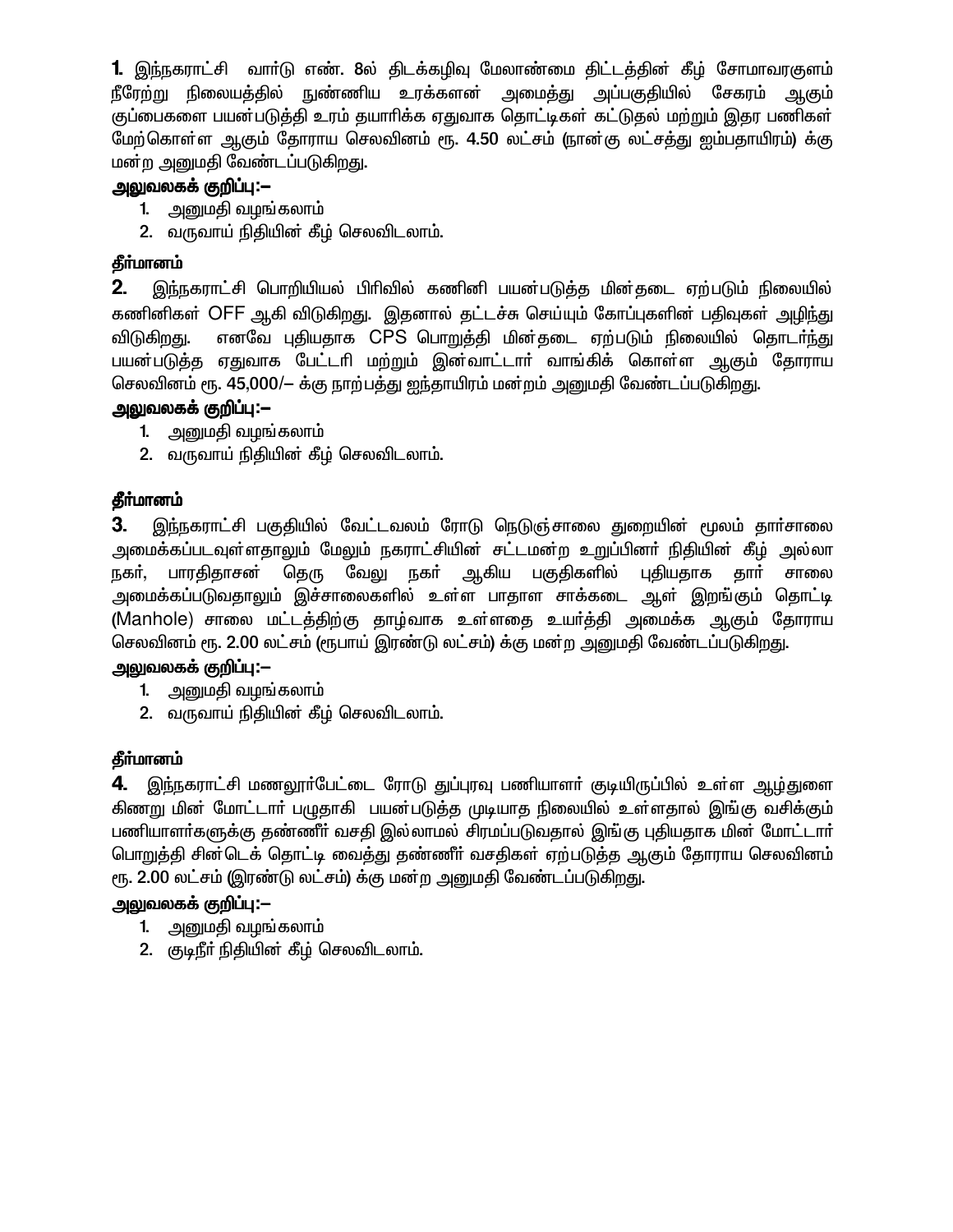**1.** இந்நகராட்சி வார்டு எண். 8ல் திடக்கழிவு மேலாண்மை திட்டத்தின் கீழ் சோமாவரகுளம் நீரேற்று நிலையத்தில் நுண்ணிய உரக்களன் அமைத்து அப்பகுதியில் சேகரம் ஆகும் குப்பைகளை பயன்படுத்தி உரம் தயாரிக்க ஏதுவாக தொட்டிகள் கட்டுதல் மற்றும் இதர பணிகள் மேற்கொள்ள ஆகும் தோராய செலவினம் ரூ. 4.50 லட்சம் (நான்கு லட்சத்து ஐம்பதாயிரம்) க்கு மன்ற அனுமதி வேண்டப்படுகிறது.

**அலுவலகக் குறிப்பு:–**

1. அனுமதி வழங்கலாம்
2. வருவாய் நிதியின் கீழ் செலவிடலாம்.

**தீர்மானம்**

**2.** இந்நகராட்சி பொறியியல் பிரிவில் கணினி பயன்படுத்த மின்தடை ஏற்படும் நிலையில் கணினிகள் OFF ஆகி விடுகிறது. இதனால் தட்டச்சு செய்யும் கோப்புகளின் பதிவுகள் அழிந்து விடுகிறது. எனவே புதியதாக CPS பொறுத்தி மின்தடை ஏற்படும் நிலையில் தொடர்ந்து பயன்படுத்த ஏதுவாக பேட்டரி மற்றும் இன்வாட்டார் வாங்கிக் கொள்ள ஆகும் தோராய செலவினம் ரூ. 45,000/– க்கு நாற்பத்து ஐந்தாயிரம் மன்றம் அனுமதி வேண்டப்படுகிறது.

**அலுவலகக் குறிப்பு:–**

1. அனுமதி வழங்கலாம்
2. வருவாய் நிதியின் கீழ் செலவிடலாம்.

**தீர்மானம்**

**3.** இந்நகராட்சி பகுதியில் வேட்டவலம் ரோடு நெடுஞ்சாலை துறையின் மூலம் தார்சாலை அமைக்கப்படவுள்ளதாலும் மேலும் நகராட்சியின் சட்டமன்ற உறுப்பினர் நிதியின் கீழ் அல்லா நகர், பாரதிதாசன் தெரு வேலு நகர் ஆகிய பகுதிகளில் புதியதாக தார் சாலை அமைக்கப்படுவதாலும் இச்சாலைகளில் உள்ள பாதாள சாக்கடை ஆள் இறங்கும் தொட்டி (Manhole) சாலை மட்டத்திற்கு தாழ்வாக உள்ளதை உயர்த்தி அமைக்க ஆகும் தோராய செலவினம் ரூ. 2.00 லட்சம் (ரூபாய் இரண்டு லட்சம்) க்கு மன்ற அனுமதி வேண்டப்படுகிறது.

**அலுவலகக் குறிப்பு:–**

1. அனுமதி வழங்கலாம்
2. வருவாய் நிதியின் கீழ் செலவிடலாம்.

**தீர்மானம்**

**4.** இந்நகராட்சி மணலூர்பேட்டை ரோடு துப்புரவு பணியாளர் குடியிருப்பில் உள்ள ஆழ்துளை கிணறு மின் மோட்டார் பழுதாகி பயன்படுத்த முடியாத நிலையில் உள்ளதால் இங்கு வசிக்கும் பணியாளர்களுக்கு தண்ணீர் வசதி இல்லாமல் சிரமப்படுவதால் இங்கு புதியதாக மின் மோட்டார் பொறுத்தி சின்டெக் தொட்டி வைத்து தண்ணீர் வசதிகள் ஏற்படுத்த ஆகும் தோராய செலவினம் ரூ. 2.00 லட்சம் (இரண்டு லட்சம்) க்கு மன்ற அனுமதி வேண்டப்படுகிறது.

**அலுவலகக் குறிப்பு:–**

1. அனுமதி வழங்கலாம்
2. குடிநீர் நிதியின் கீழ் செலவிடலாம்.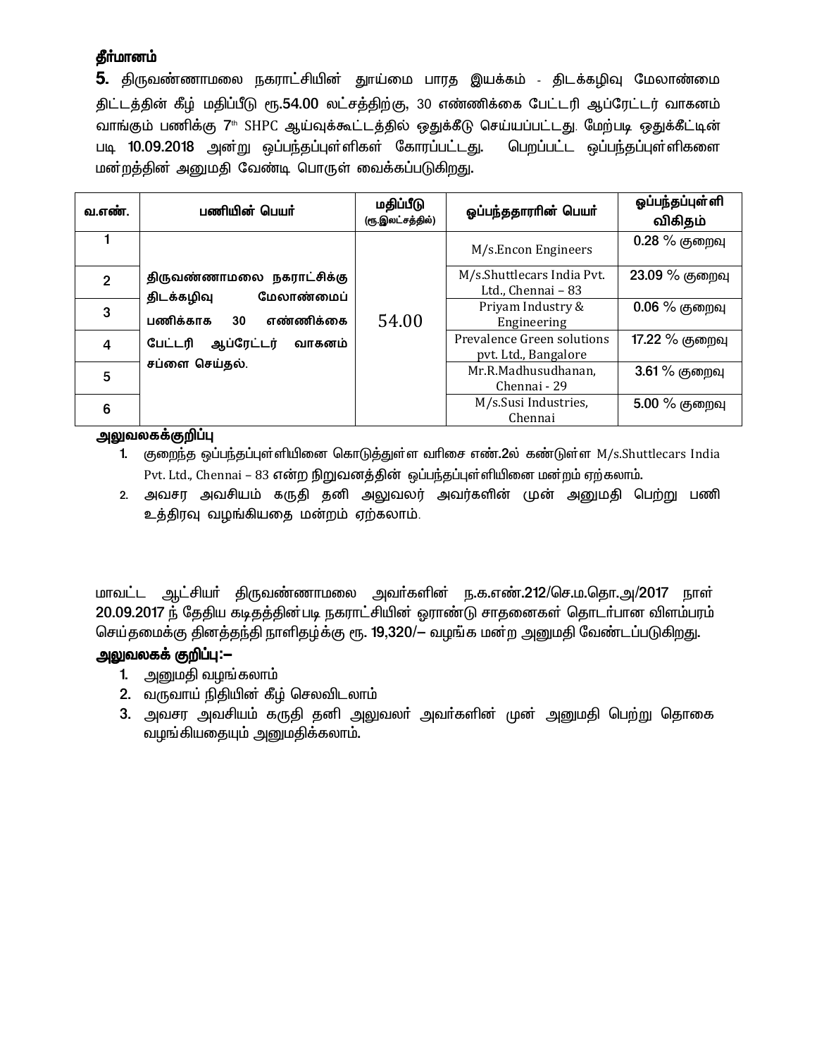**தீர்மானம்**

**5.** திருவண்ணாமலை நகராட்சியின் தூய்மை பாரத இயக்கம் - திடக்கழிவு மேலாண்மை திட்டத்தின் கீழ் மதிப்பீடு ரூ.54.00 லட்சத்திற்கு, 30 எண்ணிக்கை பேட்டரி ஆப்ரேட்டர் வாகனம் வாங்கும் பணிக்கு 7th SHPC ஆய்வுக்கூட்டத்தில் ஒதுக்கீடு செய்யப்பட்டது. மேற்படி ஒதுக்கீட்டின் படி 10.09.2018 அன்று ஒப்பந்தப்புள்ளிகள் கோரப்பட்டது. பெறப்பட்ட ஒப்பந்தப்புள்ளிகளை மன்றத்தின் அனுமதி வேண்டி பொருள் வைக்கப்படுகிறது.

| வ.எண். | பணியின் பெயர் | மதிப்பீடு (ரூ.இலட்சத்தில்) | ஒப்பந்ததாரரின் பெயர் | ஒப்பந்தப்புள்ளி விகிதம் |
|---|---|---|---|---|
| 1 | திருவண்ணாமலை நகராட்சிக்கு திடக்கழிவு மேலாண்மைப் பணிக்காக 30 எண்ணிக்கை பேட்டரி ஆப்ரேட்டர் வாகனம் சப்ளை செய்தல். | 54.00 | M/s.Encon Engineers | 0.28 % குறைவு |
| 2 | | | M/s.Shuttlecars India Pvt. Ltd., Chennai – 83 | 23.09 % குறைவு |
| 3 | | | Priyam Industry & Engineering | 0.06 % குறைவு |
| 4 | | | Prevalence Green solutions pvt. Ltd., Bangalore | 17.22 % குறைவு |
| 5 | | | Mr.R.Madhusudhanan, Chennai - 29 | 3.61 % குறைவு |
| 6 | | | M/s.Susi Industries, Chennai | 5.00 % குறைவு |

**அலுவலகக்குறிப்பு**

1. குறைந்த ஒப்பந்தப்புள்ளியினை கொடுத்துள்ள வரிசை எண்.2ல் கண்டுள்ள M/s.Shuttlecars India Pvt. Ltd., Chennai – 83 என்ற நிறுவனத்தின் ஒப்பந்தப்புள்ளியினை மன்றம் ஏற்கலாம்.
2. அவசர அவசியம் கருதி தனி அலுவலர் அவர்களின் முன் அனுமதி பெற்று பணி உத்திரவு வழங்கியதை மன்றம் ஏற்கலாம்.

மாவட்ட ஆட்சியர் திருவண்ணாமலை அவர்களின் ந.க.எண்.212/செ.ம.தொ.அ/2017 நாள் 20.09.2017 ந் தேதிய கடிதத்தின்படி நகராட்சியின் ஓராண்டு சாதனைகள் தொடர்பான விளம்பரம் செய்தமைக்கு தினத்தந்தி நாளிதழ்க்கு ரூ. 19,320/– வழங்க மன்ற அனுமதி வேண்டப்படுகிறது.

**அலுவலகக் குறிப்பு:–**

1. அனுமதி வழங்கலாம்
2. வருவாய் நிதியின் கீழ் செலவிடலாம்
3. அவசர அவசியம் கருதி தனி அலுவலர் அவர்களின் முன் அனுமதி பெற்று தொகை வழங்கியதையும் அனுமதிக்கலாம்.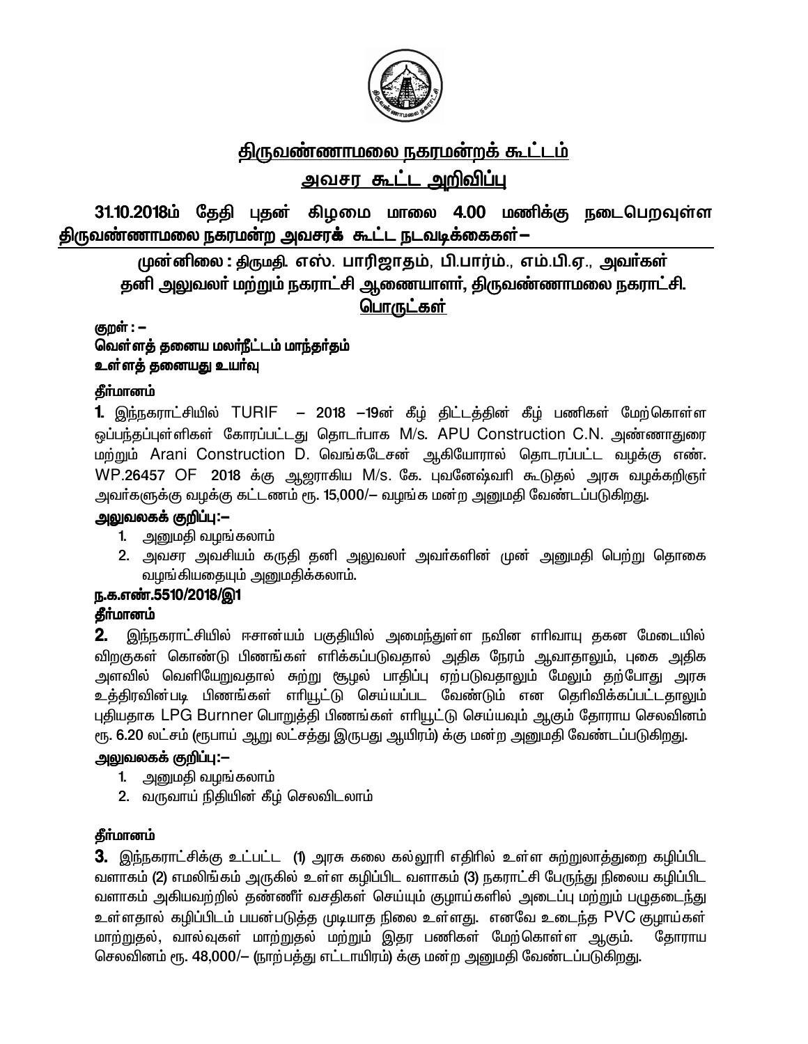# <u>திருவண்ணாமலை நகரமன்றக் கூட்டம்</u>

## <u>அவசர கூட்ட அறிவிப்பு</u>

**31.10.2018ம் தேதி புதன் கிழமை மாலை 4.00 மணிக்கு நடைபெறவுள்ள <u>திருவண்ணாமலை நகரமன்ற அவசரக் கூட்ட நடவடிக்கைகள்–</u>**

**முன்னிலை : திருமதி. எஸ். பாரிஜாதம், பி.பார்ம்., எம்.பி.ஏ., அவர்கள்**
**தனி அலுவலர் மற்றும் நகராட்சி ஆணையாளர், திருவண்ணாமலை நகராட்சி.**

**<u>பொருட்கள்</u>**

**குறள் : –**
**வெள்ளத் தனைய மலர்நீட்டம் மாந்தர்தம்**
**உள்ளத் தனையது உயர்வு**

**தீர்மானம்**

**1.** இந்நகராட்சியில் TURIF – 2018 –19ன் கீழ் திட்டத்தின் கீழ் பணிகள் மேற்கொள்ள ஒப்பந்தப்புள்ளிகள் கோரப்பட்டது தொடர்பாக M/s. APU Construction C.N. அண்ணாதுரை மற்றும் Arani Construction D. வெங்கடேசன் ஆகியோரால் தொடரப்பட்ட வழக்கு எண். WP.26457 OF 2018 க்கு ஆஜராகிய M/s. கே. புவனேஷ்வரி கூடுதல் அரசு வழக்கறிஞர் அவர்களுக்கு வழக்கு கட்டணம் ரூ. 15,000/– வழங்க மன்ற அனுமதி வேண்டப்படுகிறது.

**அலுவலகக் குறிப்பு:–**

1. அனுமதி வழங்கலாம்
2. அவசர அவசியம் கருதி தனி அலுவலர் அவர்களின் முன் அனுமதி பெற்று தொகை வழங்கியதையும் அனுமதிக்கலாம்.

**ந.க.எண்.5510/2018/இ1**

**தீர்மானம்**

**2.** இந்நகராட்சியில் ஈசான்யம் பகுதியில் அமைந்துள்ள நவின எரிவாயு தகன மேடையில் விறகுகள் கொண்டு பிணங்கள் எரிக்கப்படுவதால் அதிக நேரம் ஆவதாலும், புகை அதிக அளவில் வெளியேறுவதால் சுற்று சூழல் பாதிப்பு ஏற்படுவதாலும் மேலும் தற்போது அரசு உத்திரவின்படி பிணங்கள் எரியூட்டு செய்யப்பட வேண்டும் என தெரிவிக்கப்பட்டதாலும் புதியதாக LPG Burnner பொறுத்தி பிணங்கள் எரியூட்டு செய்யவும் ஆகும் தோராய செலவினம் ரூ. 6.20 லட்சம் (ரூபாய் ஆறு லட்சத்து இருபது ஆயிரம்) க்கு மன்ற அனுமதி வேண்டப்படுகிறது.

**அலுவலகக் குறிப்பு:–**

1. அனுமதி வழங்கலாம்
2. வருவாய் நிதியின் கீழ் செலவிடலாம்

**தீர்மானம்**

**3.** இந்நகராட்சிக்கு உட்பட்ட (1) அரசு கலை கல்லூரி எதிரில் உள்ள சுற்றுலாத்துறை கழிப்பிட வளாகம் (2) எமலிங்கம் அருகில் உள்ள கழிப்பிட வளாகம் (3) நகராட்சி பேருந்து நிலைய கழிப்பிட வளாகம் அகியவற்றில் தண்ணீர் வசதிகள் செய்யும் குழாய்களில் அடைப்பு மற்றும் பழுதடைந்து உள்ளதால் கழிப்பிடம் பயன்படுத்த முடியாத நிலை உள்ளது. எனவே உடைந்த PVC குழாய்கள் மாற்றுதல், வால்வுகள் மாற்றுதல் மற்றும் இதர பணிகள் மேற்கொள்ள ஆகும். தோராய செலவினம் ரூ. 48,000/– (நாற்பத்து எட்டாயிரம்) க்கு மன்ற அனுமதி வேண்டப்படுகிறது.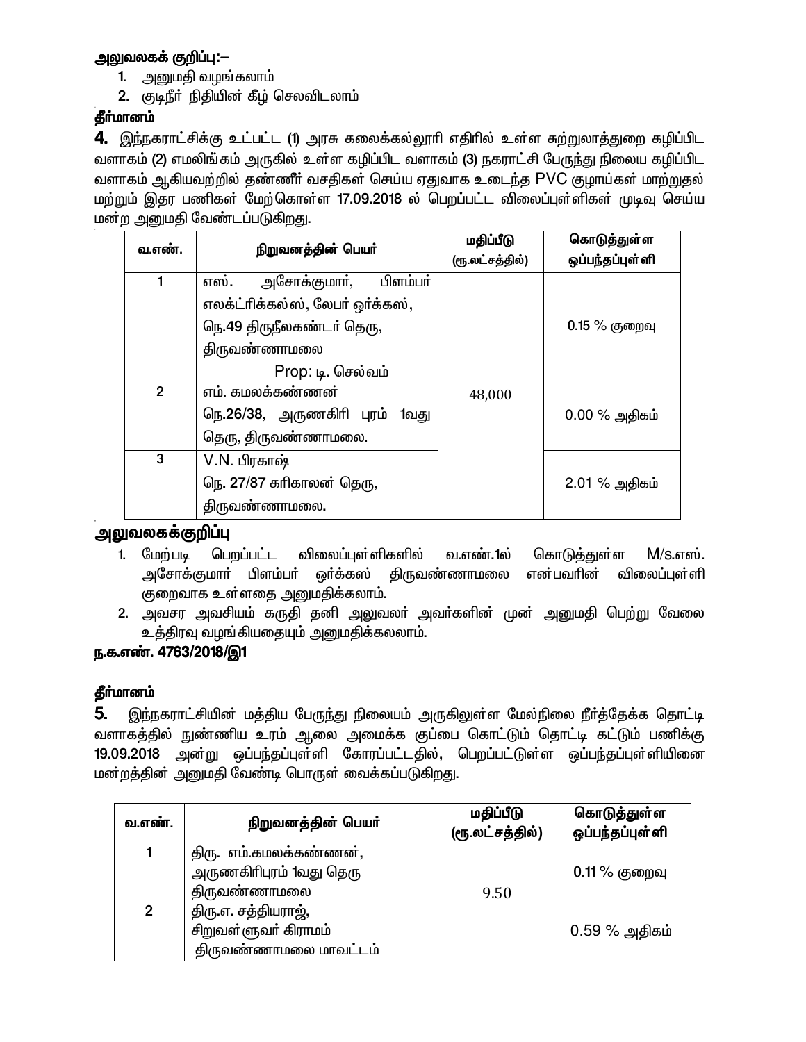**அலுவலகக் குறிப்பு:–**

1. அனுமதி வழங்கலாம்
2. குடிநீர் நிதியின் கீழ் செலவிடலாம்

**தீர்மானம்**

**4.** இந்நகராட்சிக்கு உட்பட்ட (1) அரசு கலைக்கல்லூரி எதிரில் உள்ள சுற்றுலாத்துறை கழிப்பிட வளாகம் (2) எமலிங்கம் அருகில் உள்ள கழிப்பிட வளாகம் (3) நகராட்சி பேருந்து நிலைய கழிப்பிட வளாகம் ஆகியவற்றில் தண்ணீர் வசதிகள் செய்ய ஏதுவாக உடைந்த PVC குழாய்கள் மாற்றுதல் மற்றும் இதர பணிகள் மேற்கொள்ள 17.09.2018 ல் பெறப்பட்ட விலைப்புள்ளிகள் முடிவு செய்ய மன்ற அனுமதி வேண்டப்படுகிறது.

| வ.எண். | நிறுவனத்தின் பெயர் | மதிப்பீடு (ரூ.லட்சத்தில்) | கொடுத்துள்ள ஒப்பந்தப்புள்ளி |
|---|---|---|---|
| 1 | எஸ். அசோக்குமார், பிளம்பர் எலக்ட்ரிக்கல்ஸ், லேபர் ஒர்க்கஸ், நெ.49 திருநீலகண்டர் தெரு, திருவண்ணாமலை Prop: டி. செல்வம் | 48,000 | 0.15 % குறைவு |
| 2 | எம். கமலக்கண்ணன் நெ.26/38, அருணகிரி புரம் 1வது தெரு, திருவண்ணாமலை. | | 0.00 % அதிகம் |
| 3 | V.N. பிரகாஷ் நெ. 27/87 கரிகாலன் தெரு, திருவண்ணாமலை. | | 2.01 % அதிகம் |

**அலுவலகக்குறிப்பு**

1. மேற்படி பெறப்பட்ட விலைப்புள்ளிகளில் வ.எண்.1ல் கொடுத்துள்ள M/s.எஸ். அசோக்குமார் பிளம்பர் ஒர்க்கஸ் திருவண்ணாமலை என்பவரின் விலைப்புள்ளி குறைவாக உள்ளதை அனுமதிக்கலாம்.
2. அவசர அவசியம் கருதி தனி அலுவலர் அவர்களின் முன் அனுமதி பெற்று வேலை உத்திரவு வழங்கியதையும் அனுமதிக்கலாம்.

**ந.க.எண். 4763/2018/இ1**

**தீர்மானம்**

**5.** இந்நகராட்சியின் மத்திய பேருந்து நிலையம் அருகிலுள்ள மேல்நிலை நீர்த்தேக்க தொட்டி வளாகத்தில் நுண்ணிய உரம் ஆலை அமைக்க குப்பை கொட்டும் தொட்டி கட்டும் பணிக்கு 19.09.2018 அன்று ஒப்பந்தப்புள்ளி கோரப்பட்டதில், பெறப்பட்டுள்ள ஒப்பந்தப்புள்ளியினை மன்றத்தின் அனுமதி வேண்டி பொருள் வைக்கப்படுகிறது.

| வ.எண். | நிறுவனத்தின் பெயர் | மதிப்பீடு (ரூ.லட்சத்தில்) | கொடுத்துள்ள ஒப்பந்தப்புள்ளி |
|---|---|---|---|
| 1 | திரு. எம்.கமலக்கண்ணன், அருணகிரிபுரம் 1வது தெரு திருவண்ணாமலை | 9.50 | 0.11 % குறைவு |
| 2 | திரு.எ. சத்தியராஜ், சிறுவள்ளுவர் கிராமம் திருவண்ணாமலை மாவட்டம் | | 0.59 % அதிகம் |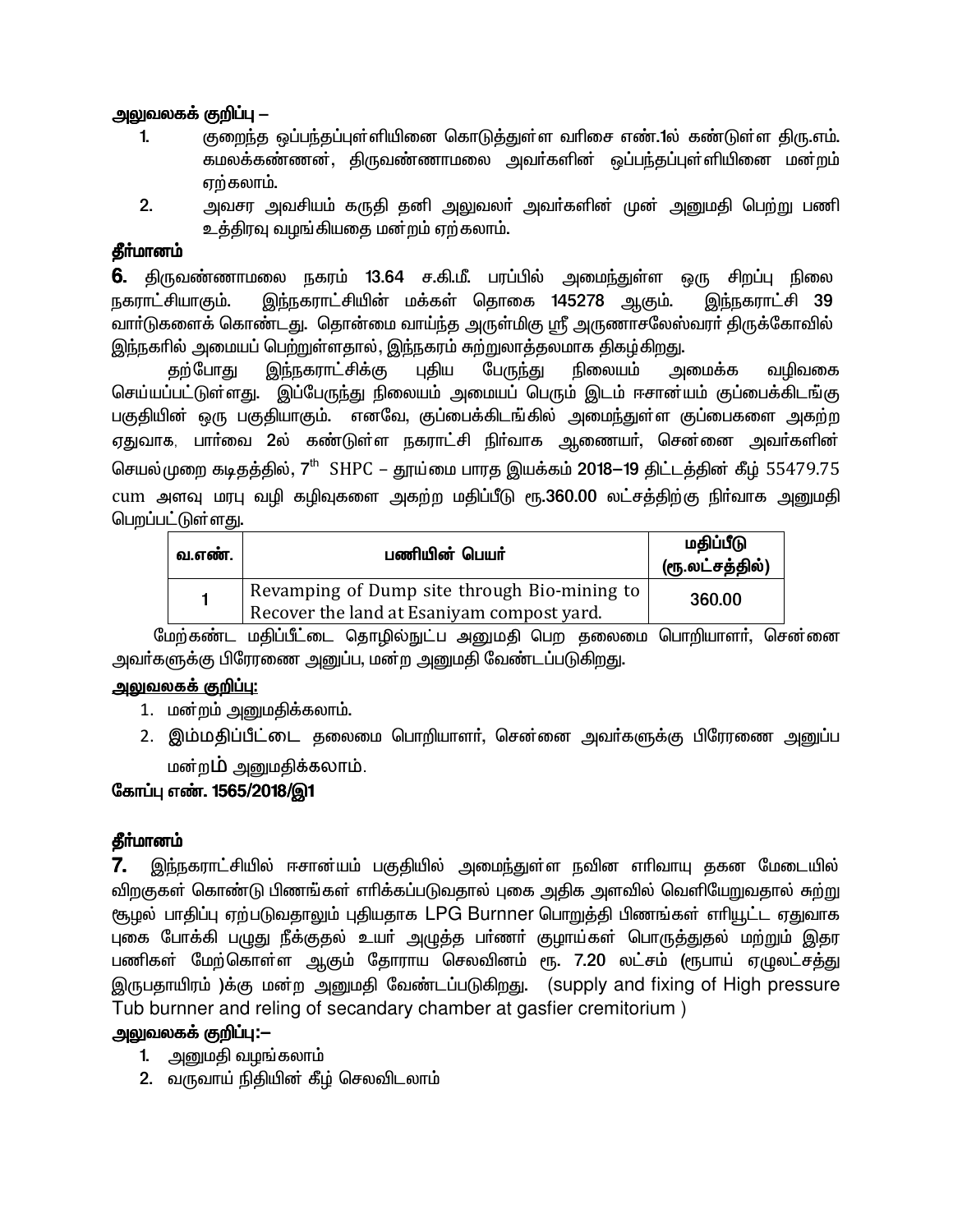**அலுவலகக் குறிப்பு –**

1. குறைந்த ஒப்பந்தப்புள்ளியினை கொடுத்துள்ள வரிசை எண்.1ல் கண்டுள்ள திரு.எம். கமலக்கண்ணன், திருவண்ணாமலை அவர்களின் ஒப்பந்தப்புள்ளியினை மன்றம் ஏற்கலாம்.
2. அவசர அவசியம் கருதி தனி அலுவலர் அவர்களின் முன் அனுமதி பெற்று பணி உத்திரவு வழங்கியதை மன்றம் ஏற்கலாம்.

**தீர்மானம்**

**6.** திருவண்ணாமலை நகரம் 13.64 ச.கி.மீ. பரப்பில் அமைந்துள்ள ஒரு சிறப்பு நிலை நகராட்சியாகும். இந்நகராட்சியின் மக்கள் தொகை 145278 ஆகும். இந்நகராட்சி 39 வார்டுகளைக் கொண்டது. தொன்மை வாய்ந்த அருள்மிகு ஸ்ரீ அருணாசலேஸ்வரர் திருக்கோவில் இந்நகரில் அமையப் பெற்றுள்ளதால், இந்நகரம் சுற்றுலாத்தலமாக திகழ்கிறது.

தற்போது இந்நகராட்சிக்கு புதிய பேருந்து நிலையம் அமைக்க வழிவகை செய்யப்பட்டுள்ளது. இப்பேருந்து நிலையம் அமையப் பெரும் இடம் ஈசான்யம் குப்பைக்கிடங்கு பகுதியின் ஒரு பகுதியாகும். எனவே, குப்பைக்கிடங்கில் அமைந்துள்ள குப்பைகளை அகற்ற ஏதுவாக, பார்வை 2ல் கண்டுள்ள நகராட்சி நிர்வாக ஆணையர், சென்னை அவர்களின் செயல்முறை கடிதத்தில், 7th SHPC – தூய்மை பாரத இயக்கம் 2018–19 திட்டத்தின் கீழ் 55479.75 cum அளவு மரபு வழி கழிவுகளை அகற்ற மதிப்பீடு ரூ.360.00 லட்சத்திற்கு நிர்வாக அனுமதி பெறப்பட்டுள்ளது.

| வ.எண். | பணியின் பெயர் | மதிப்பீடு (ரூ.லட்சத்தில்) |
|---|---|---|
| 1 | Revamping of Dump site through Bio-mining to Recover the land at Esaniyam compost yard. | 360.00 |

மேற்கண்ட மதிப்பீட்டை தொழில்நுட்ப அனுமதி பெற தலைமை பொறியாளர், சென்னை அவர்களுக்கு பிரேரணை அனுப்ப, மன்ற அனுமதி வேண்டப்படுகிறது.

**அலுவலகக் குறிப்பு:**

1. மன்றம் அனுமதிக்கலாம்.
2. இம்மதிப்பீட்டை தலைமை பொறியாளர், சென்னை அவர்களுக்கு பிரேரணை அனுப்ப மன்றம் அனுமதிக்கலாம்.

**கோப்பு எண். 1565/2018/இ1**

**தீர்மானம்**

**7.** இந்நகராட்சியில் ஈசான்யம் பகுதியில் அமைந்துள்ள நவின எரிவாயு தகன மேடையில் விறகுகள் கொண்டு பிணங்கள் எரிக்கப்படுவதால் புகை அதிக அளவில் வெளியேறுவதால் சுற்று சூழல் பாதிப்பு ஏற்படுவதாலும் புதியதாக LPG Burnner பொறுத்தி பிணங்கள் எரியூட்ட ஏதுவாக புகை போக்கி பழுது நீக்குதல் உயர் அழுத்த பர்ணர் குழாய்கள் பொருத்துதல் மற்றும் இதர பணிகள் மேற்கொள்ள ஆகும் தோராய செலவினம் ரூ. 7.20 லட்சம் (ரூபாய் ஏழுலட்சத்து இருபதாயிரம் )க்கு மன்ற அனுமதி வேண்டப்படுகிறது. (supply and fixing of High pressure Tub burnner and reling of secandary chamber at gasfier cremitorium )

**அலுவலகக் குறிப்பு:–**

1. அனுமதி வழங்கலாம்
2. வருவாய் நிதியின் கீழ் செலவிடலாம்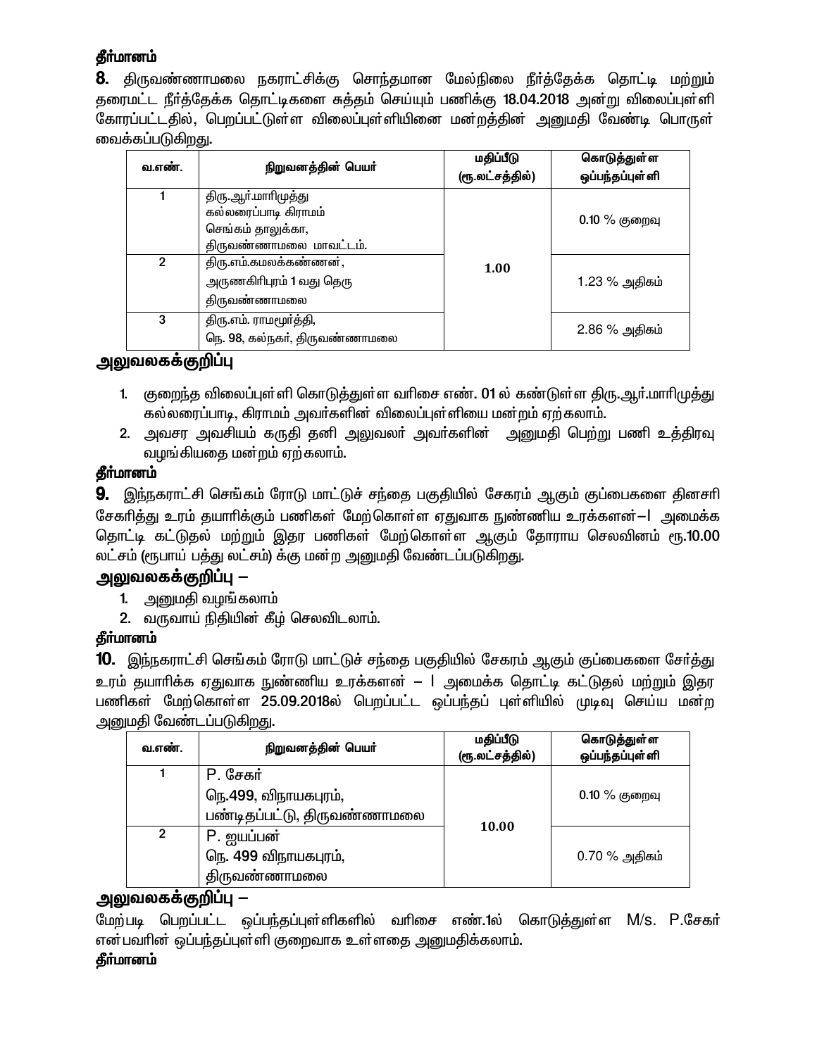**தீர்மானம்**

**8.** திருவண்ணாமலை நகராட்சிக்கு சொந்தமான மேல்நிலை நீர்த்தேக்க தொட்டி மற்றும் தரைமட்ட நீர்த்தேக்க தொட்டிகளை சுத்தம் செய்யும் பணிக்கு 18.04.2018 அன்று விலைப்புள்ளி கோரப்பட்டதில், பெறப்பட்டுள்ள விலைப்புள்ளியினை மன்றத்தின் அனுமதி வேண்டி பொருள் வைக்கப்படுகிறது.

| வ.எண். | நிறுவனத்தின் பெயர் | மதிப்பீடு (ரூ.லட்சத்தில்) | கொடுத்துள்ள ஒப்பந்தப்புள்ளி |
|---|---|---|---|
| 1 | திரு.ஆர்.மாரிமுத்து<br>கல்லரைப்பாடி கிராமம்<br>செங்கம் தாலுக்கா,<br>திருவண்ணாமலை மாவட்டம். | **1.00** | 0.10 % குறைவு |
| 2 | திரு.எம்.கமலக்கண்ணன்,<br>அருணகிரிபுரம் 1 வது தெரு<br>திருவண்ணாமலை | | 1.23 % அதிகம் |
| 3 | திரு.எம். ராமமூர்த்தி,<br>நெ. 98, கல்நகர், திருவண்ணாமலை | | 2.86 % அதிகம் |

**அலுவலகக்குறிப்பு**

1. குறைந்த விலைப்புள்ளி கொடுத்துள்ள வரிசை எண். 01 ல் கண்டுள்ள திரு.ஆர்.மாரிமுத்து கல்லரைப்பாடி, கிராமம் அவர்களின் விலைப்புள்ளியை மன்றம் ஏற்கலாம்.
2. அவசர அவசியம் கருதி தனி அலுவலர் அவர்களின் அனுமதி பெற்று பணி உத்திரவு வழங்கியதை மன்றம் ஏற்கலாம்.

**தீர்மானம்**

**9.** இந்நகராட்சி செங்கம் ரோடு மாட்டுச் சந்தை பகுதியில் சேகரம் ஆகும் குப்பைகளை தினசரி சேகரித்து உரம் தயாரிக்கும் பணிகள் மேற்கொள்ள ஏதுவாக நுண்ணிய உரக்களன்–I அமைக்க தொட்டி கட்டுதல் மற்றும் இதர பணிகள் மேற்கொள்ள ஆகும் தோராய செலவினம் ரூ.10.00 லட்சம் (ரூபாய் பத்து லட்சம்) க்கு மன்ற அனுமதி வேண்டப்படுகிறது.

**அலுவலகக்குறிப்பு –**

1. அனுமதி வழங்கலாம்
2. வருவாய் நிதியின் கீழ் செலவிடலாம்.

**தீர்மானம்**

**10.** இந்நகராட்சி செங்கம் ரோடு மாட்டுச் சந்தை பகுதியில் சேகரம் ஆகும் குப்பைகளை சேர்த்து உரம் தயாரிக்க ஏதுவாக நுண்ணிய உரக்களன் – I அமைக்க தொட்டி கட்டுதல் மற்றும் இதர பணிகள் மேற்கொள்ள 25.09.2018ல் பெறப்பட்ட ஒப்பந்தப் புள்ளியில் முடிவு செய்ய மன்ற அனுமதி வேண்டப்படுகிறது.

| வ.எண். | நிறுவனத்தின் பெயர் | மதிப்பீடு (ரூ.லட்சத்தில்) | கொடுத்துள்ள ஒப்பந்தப்புள்ளி |
|---|---|---|---|
| 1 | P. சேகர்<br>நெ.499, விநாயகபுரம்,<br>பண்டிதப்பட்டு, திருவண்ணாமலை | **10.00** | 0.10 % குறைவு |
| 2 | P. ஐயப்பன்<br>நெ. 499 விநாயகபுரம்,<br>திருவண்ணாமலை | | 0.70 % அதிகம் |

**அலுவலகக்குறிப்பு –**

மேற்படி பெறப்பட்ட ஒப்பந்தப்புள்ளிகளில் வரிசை எண்.1ல் கொடுத்துள்ள M/s. P.சேகர் என்பவரின் ஒப்பந்தப்புள்ளி குறைவாக உள்ளதை அனுமதிக்கலாம்.

**தீர்மானம்**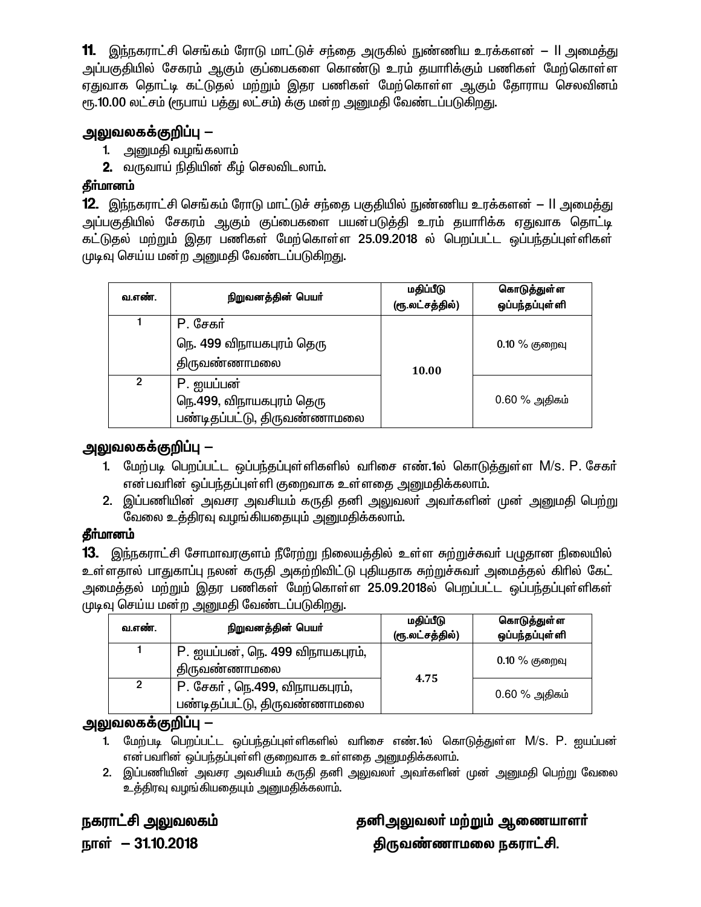**11.** இந்நகராட்சி செங்கம் ரோடு மாட்டுச் சந்தை அருகில் நுண்ணிய உரக்களன் – II அமைத்து அப்பகுதியில் சேகரம் ஆகும் குப்பைகளை கொண்டு உரம் தயாரிக்கும் பணிகள் மேற்கொள்ள ஏதுவாக தொட்டி கட்டுதல் மற்றும் இதர பணிகள் மேற்கொள்ள ஆகும் தோராய செலவினம் ரூ.10.00 லட்சம் (ரூபாய் பத்து லட்சம்) க்கு மன்ற அனுமதி வேண்டப்படுகிறது.

**அலுவலகக்குறிப்பு –**

1. அனுமதி வழங்கலாம்
2. வருவாய் நிதியின் கீழ் செலவிடலாம்.

**தீர்மானம்**

**12.** இந்நகராட்சி செங்கம் ரோடு மாட்டுச் சந்தை பகுதியில் நுண்ணிய உரக்களன் – II அமைத்து அப்பகுதியில் சேகரம் ஆகும் குப்பைகளை பயன்படுத்தி உரம் தயாரிக்க ஏதுவாக தொட்டி கட்டுதல் மற்றும் இதர பணிகள் மேற்கொள்ள 25.09.2018 ல் பெறப்பட்ட ஒப்பந்தப்புள்ளிகள் முடிவு செய்ய மன்ற அனுமதி வேண்டப்படுகிறது.

| வ.எண். | நிறுவனத்தின் பெயர் | மதிப்பீடு (ரூ.லட்சத்தில்) | கொடுத்துள்ள ஒப்பந்தப்புள்ளி |
|---|---|---|---|
| 1 | P. சேகர்<br>நெ. 499 விநாயகபுரம் தெரு<br>திருவண்ணாமலை | 10.00 | 0.10 % குறைவு |
| 2 | P. ஐயப்பன்<br>நெ.499, விநாயகபுரம் தெரு<br>பண்டிதப்பட்டு, திருவண்ணாமலை | | 0.60 % அதிகம் |

**அலுவலகக்குறிப்பு –**

1. மேற்படி பெறப்பட்ட ஒப்பந்தப்புள்ளிகளில் வரிசை எண்.1ல் கொடுத்துள்ள M/s. P. சேகர் என்பவரின் ஒப்பந்தப்புள்ளி குறைவாக உள்ளதை அனுமதிக்கலாம்.
2. இப்பணியின் அவசர அவசியம் கருதி தனி அலுவலர் அவர்களின் முன் அனுமதி பெற்று வேலை உத்திரவு வழங்கியதையும் அனுமதிக்கலாம்.

**தீர்மானம்**

**13.** இந்நகராட்சி சோமாவரகுளம் நீரேற்று நிலையத்தில் உள்ள சுற்றுச்சுவர் பழுதான நிலையில் உள்ளதால் பாதுகாப்பு நலன் கருதி அகற்றிவிட்டு புதியதாக சுற்றுச்சுவர் அமைத்தல் கிரில் கேட் அமைத்தல் மற்றும் இதர பணிகள் மேற்கொள்ள 25.09.2018ல் பெறப்பட்ட ஒப்பந்தப்புள்ளிகள் முடிவு செய்ய மன்ற அனுமதி வேண்டப்படுகிறது.

| வ.எண். | நிறுவனத்தின் பெயர் | மதிப்பீடு (ரூ.லட்சத்தில்) | கொடுத்துள்ள ஒப்பந்தப்புள்ளி |
|---|---|---|---|
| 1 | P. ஐயப்பன், நெ. 499 விநாயகபுரம்,<br>திருவண்ணாமலை | 4.75 | 0.10 % குறைவு |
| 2 | P. சேகர் , நெ.499, விநாயகபுரம்,<br>பண்டிதப்பட்டு, திருவண்ணாமலை | | 0.60 % அதிகம் |

**அலுவலகக்குறிப்பு –**

1. மேற்படி பெறப்பட்ட ஒப்பந்தப்புள்ளிகளில் வரிசை எண்.1ல் கொடுத்துள்ள M/s. P. ஐயப்பன் என்பவரின் ஒப்பந்தப்புள்ளி குறைவாக உள்ளதை அனுமதிக்கலாம்.
2. இப்பணியின் அவசர அவசியம் கருதி தனி அலுவலர் அவர்களின் முன் அனுமதி பெற்று வேலை உத்திரவு வழங்கியதையும் அனுமதிக்கலாம்.

**நகராட்சி அலுவலகம்** **தனிஅலுவலர் மற்றும் ஆணையாளர்**

**நாள் – 31.10.2018** **திருவண்ணாமலை நகராட்சி.**